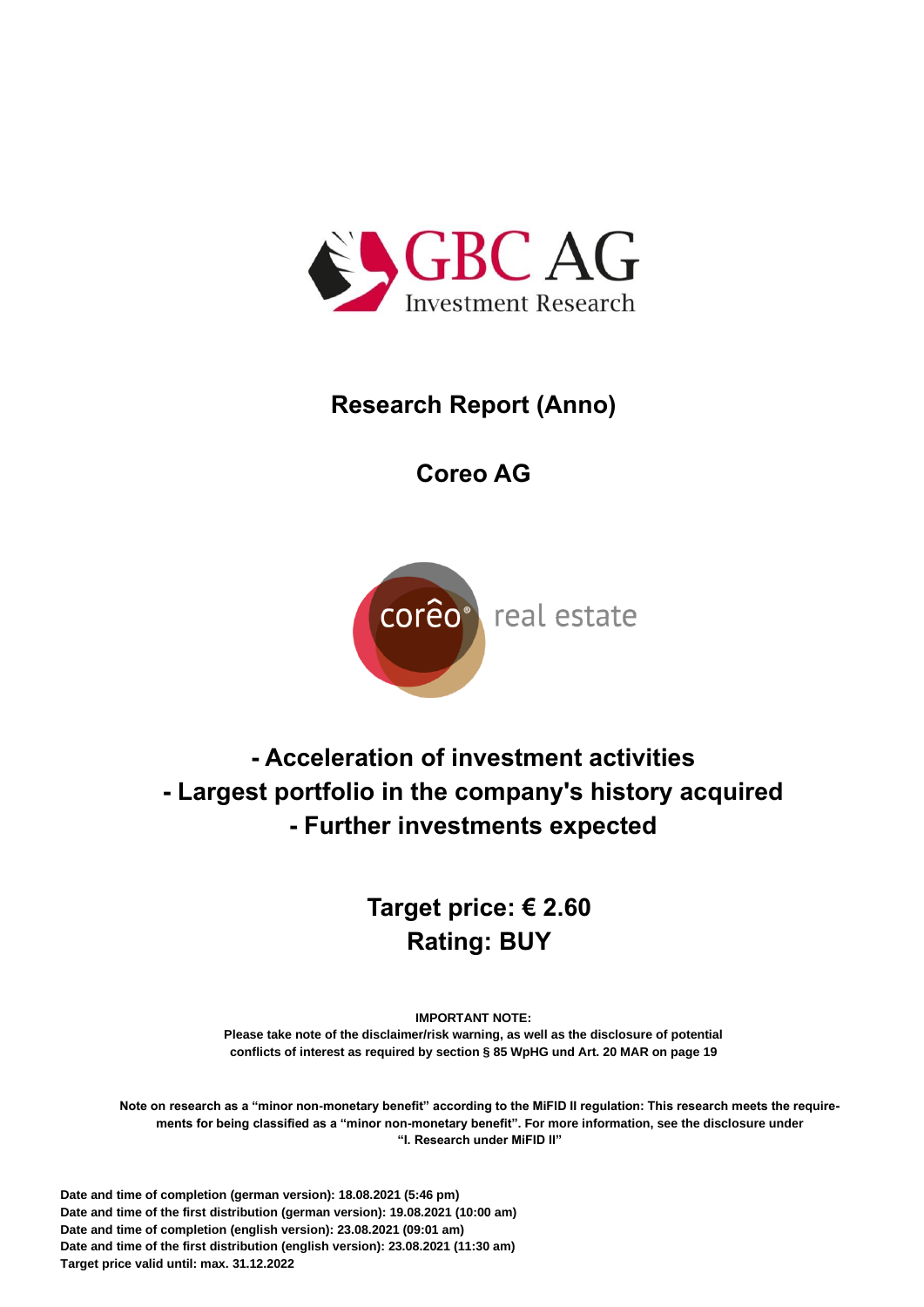GBC AG
Investment Research

# Research Report (Anno)

## Coreo AG

coreo real estate

## - Acceleration of investment activities
## - Largest portfolio in the company's history acquired
## - Further investments expected

## Target price: € 2.60
## Rating: BUY

**IMPORTANT NOTE:**
**Please take note of the disclaimer/risk warning, as well as the disclosure of potential conflicts of interest as required by section § 85 WpHG und Art. 20 MAR on page 19**

**Note on research as a "minor non-monetary benefit" according to the MiFID II regulation: This research meets the requirements for being classified as a "minor non-monetary benefit". For more information, see the disclosure under "I. Research under MiFID II"**

**Date and time of completion (german version): 18.08.2021 (5:46 pm)**
**Date and time of the first distribution (german version): 19.08.2021 (10:00 am)**
**Date and time of completion (english version): 23.08.2021 (09:01 am)**
**Date and time of the first distribution (english version): 23.08.2021 (11:30 am)**
**Target price valid until: max. 31.12.2022**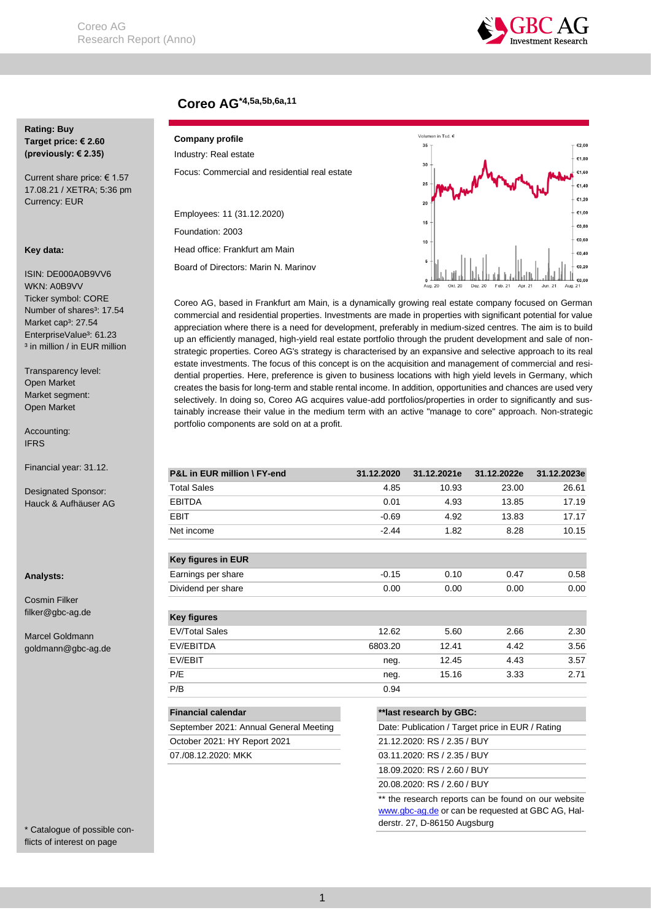# Coore AG*4,5a,5b,6a,11

**Rating: Buy**
**Target price: € 2.60**
**(previously: € 2.35)**

Current share price: € 1.57
17.08.21 / XETRA; 5:36 pm
Currency: EUR

**Key data:**

ISIN: DE000A0B9VV6
WKN: A0B9VV
Ticker symbol: CORE
Number of shares³: 17.54
Market cap³: 27.54
EnterpriseValue³: 61.23
³ in million / in EUR million

Transparency level:
Open Market
Market segment:
Open Market

Accounting:
IFRS

Financial year: 31.12.

Designated Sponsor:
Hauck & Aufhäuser AG

**Analysts:**

Cosmin Filker
filker@gbc-ag.de

Marcel Goldmann
goldmann@gbc-ag.de

\* Catalogue of possible conflicts of interest on page

**Company profile**

Industry: Real estate

Focus: Commercial and residential real estate

Employees: 11 (31.12.2020)

Foundation: 2003

Head office: Frankfurt am Main

Board of Directors: Marin N. Marinov

Coreo AG, based in Frankfurt am Main, is a dynamically growing real estate company focused on German commercial and residential properties. Investments are made in properties with significant potential for value appreciation where there is a need for development, preferably in medium-sized centres. The aim is to build up an efficiently managed, high-yield real estate portfolio through the prudent development and sale of non-strategic properties. Coreo AG's strategy is characterised by an expansive and selective approach to its real estate investments. The focus of this concept is on the acquisition and management of commercial and residential properties. Here, preference is given to business locations with high yield levels in Germany, which creates the basis for long-term and stable rental income. In addition, opportunities and chances are used very selectively. In doing so, Coreo AG acquires value-add portfolios/properties in order to significantly and sustainably increase their value in the medium term with an active "manage to core" approach. Non-strategic portfolio components are sold on at a profit.

| P&L in EUR million \ FY-end | 31.12.2020 | 31.12.2021e | 31.12.2022e | 31.12.2023e |
|---|---|---|---|---|
| Total Sales | 4.85 | 10.93 | 23.00 | 26.61 |
| EBITDA | 0.01 | 4.93 | 13.85 | 17.19 |
| EBIT | -0.69 | 4.92 | 13.83 | 17.17 |
| Net income | -2.44 | 1.82 | 8.28 | 10.15 |

| Key figures in EUR | | | | |
|---|---|---|---|---|
| Earnings per share | -0.15 | 0.10 | 0.47 | 0.58 |
| Dividend per share | 0.00 | 0.00 | 0.00 | 0.00 |

| Key figures | | | | |
|---|---|---|---|---|
| EV/Total Sales | 12.62 | 5.60 | 2.66 | 2.30 |
| EV/EBITDA | 6803.20 | 12.41 | 4.42 | 3.56 |
| EV/EBIT | neg. | 12.45 | 4.43 | 3.57 |
| P/E | neg. | 15.16 | 3.33 | 2.71 |
| P/B | 0.94 | | | |

| Financial calendar |
|---|
| September 2021: Annual General Meeting |
| October 2021: HY Report 2021 |
| 07./08.12.2020: MKK |

| **last research by GBC: |
|---|
| Date: Publication / Target price in EUR / Rating |
| 21.12.2020: RS / 2.35 / BUY |
| 03.11.2020: RS / 2.35 / BUY |
| 18.09.2020: RS / 2.60 / BUY |
| 20.08.2020: RS / 2.60 / BUY |

** the research reports can be found on our website www.gbc-ag.de or can be requested at GBC AG, Halderstr. 27, D-86150 Augsburg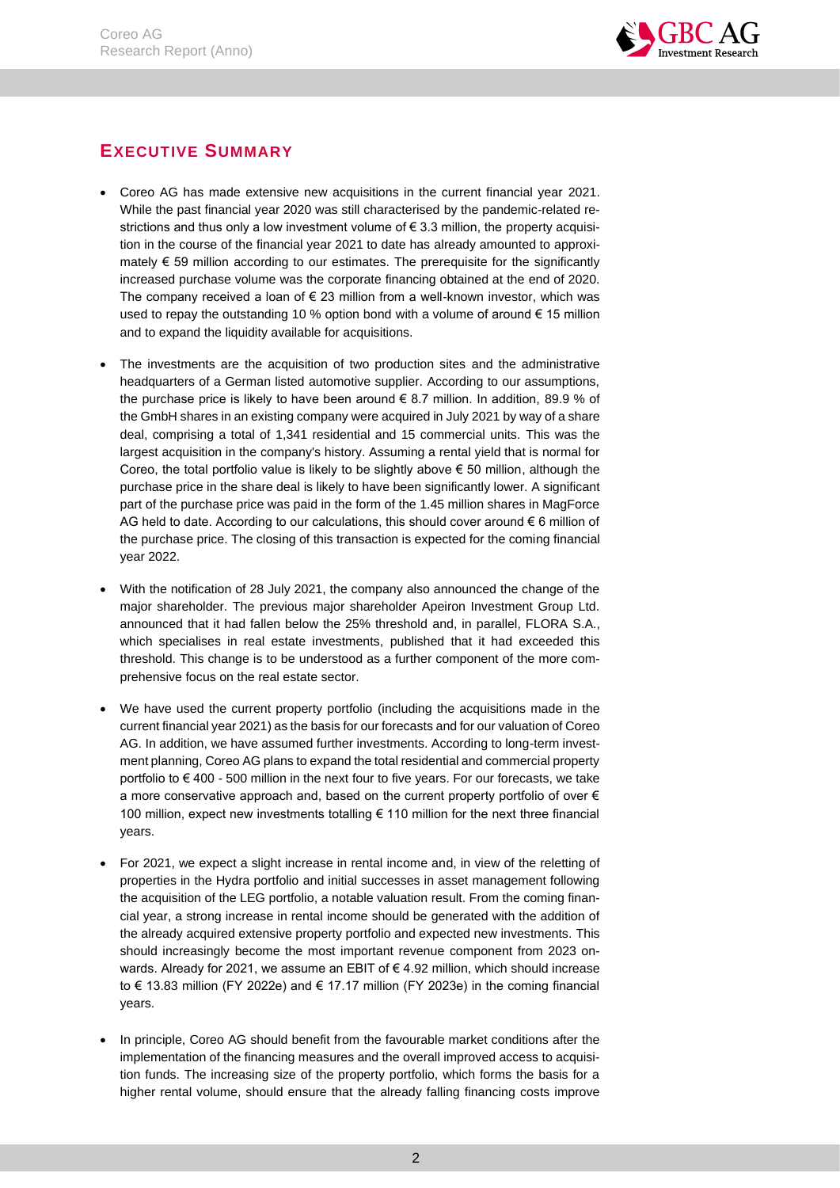## EXECUTIVE SUMMARY

- Coreo AG has made extensive new acquisitions in the current financial year 2021. While the past financial year 2020 was still characterised by the pandemic-related restrictions and thus only a low investment volume of € 3.3 million, the property acquisition in the course of the financial year 2021 to date has already amounted to approximately € 59 million according to our estimates. The prerequisite for the significantly increased purchase volume was the corporate financing obtained at the end of 2020. The company received a loan of € 23 million from a well-known investor, which was used to repay the outstanding 10 % option bond with a volume of around € 15 million and to expand the liquidity available for acquisitions.

- The investments are the acquisition of two production sites and the administrative headquarters of a German listed automotive supplier. According to our assumptions, the purchase price is likely to have been around € 8.7 million. In addition, 89.9 % of the GmbH shares in an existing company were acquired in July 2021 by way of a share deal, comprising a total of 1,341 residential and 15 commercial units. This was the largest acquisition in the company's history. Assuming a rental yield that is normal for Coreo, the total portfolio value is likely to be slightly above € 50 million, although the purchase price in the share deal is likely to have been significantly lower. A significant part of the purchase price was paid in the form of the 1.45 million shares in MagForce AG held to date. According to our calculations, this should cover around € 6 million of the purchase price. The closing of this transaction is expected for the coming financial year 2022.

- With the notification of 28 July 2021, the company also announced the change of the major shareholder. The previous major shareholder Apeiron Investment Group Ltd. announced that it had fallen below the 25% threshold and, in parallel, FLORA S.A., which specialises in real estate investments, published that it had exceeded this threshold. This change is to be understood as a further component of the more comprehensive focus on the real estate sector.

- We have used the current property portfolio (including the acquisitions made in the current financial year 2021) as the basis for our forecasts and for our valuation of Coreo AG. In addition, we have assumed further investments. According to long-term investment planning, Coreo AG plans to expand the total residential and commercial property portfolio to € 400 - 500 million in the next four to five years. For our forecasts, we take a more conservative approach and, based on the current property portfolio of over € 100 million, expect new investments totalling € 110 million for the next three financial years.

- For 2021, we expect a slight increase in rental income and, in view of the reletting of properties in the Hydra portfolio and initial successes in asset management following the acquisition of the LEG portfolio, a notable valuation result. From the coming financial year, a strong increase in rental income should be generated with the addition of the already acquired extensive property portfolio and expected new investments. This should increasingly become the most important revenue component from 2023 onwards. Already for 2021, we assume an EBIT of € 4.92 million, which should increase to € 13.83 million (FY 2022e) and € 17.17 million (FY 2023e) in the coming financial years.

- In principle, Coreo AG should benefit from the favourable market conditions after the implementation of the financing measures and the overall improved access to acquisition funds. The increasing size of the property portfolio, which forms the basis for a higher rental volume, should ensure that the already falling financing costs improve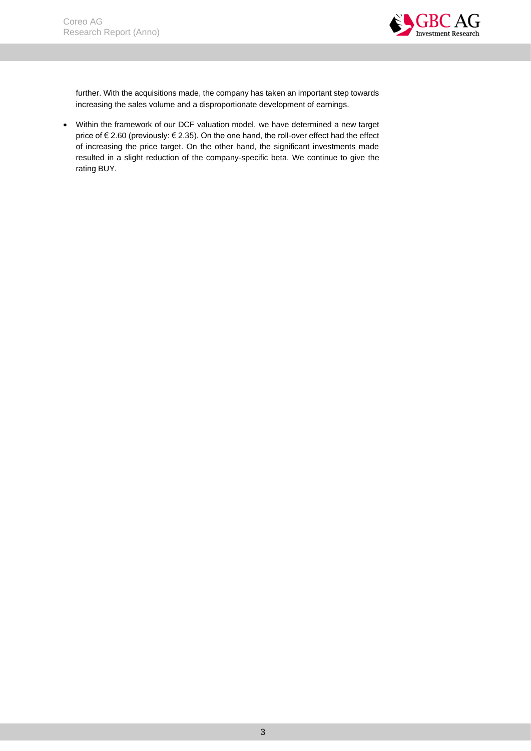further. With the acquisitions made, the company has taken an important step towards increasing the sales volume and a disproportionate development of earnings.

- Within the framework of our DCF valuation model, we have determined a new target price of € 2.60 (previously: € 2.35). On the one hand, the roll-over effect had the effect of increasing the price target. On the other hand, the significant investments made resulted in a slight reduction of the company-specific beta. We continue to give the rating BUY.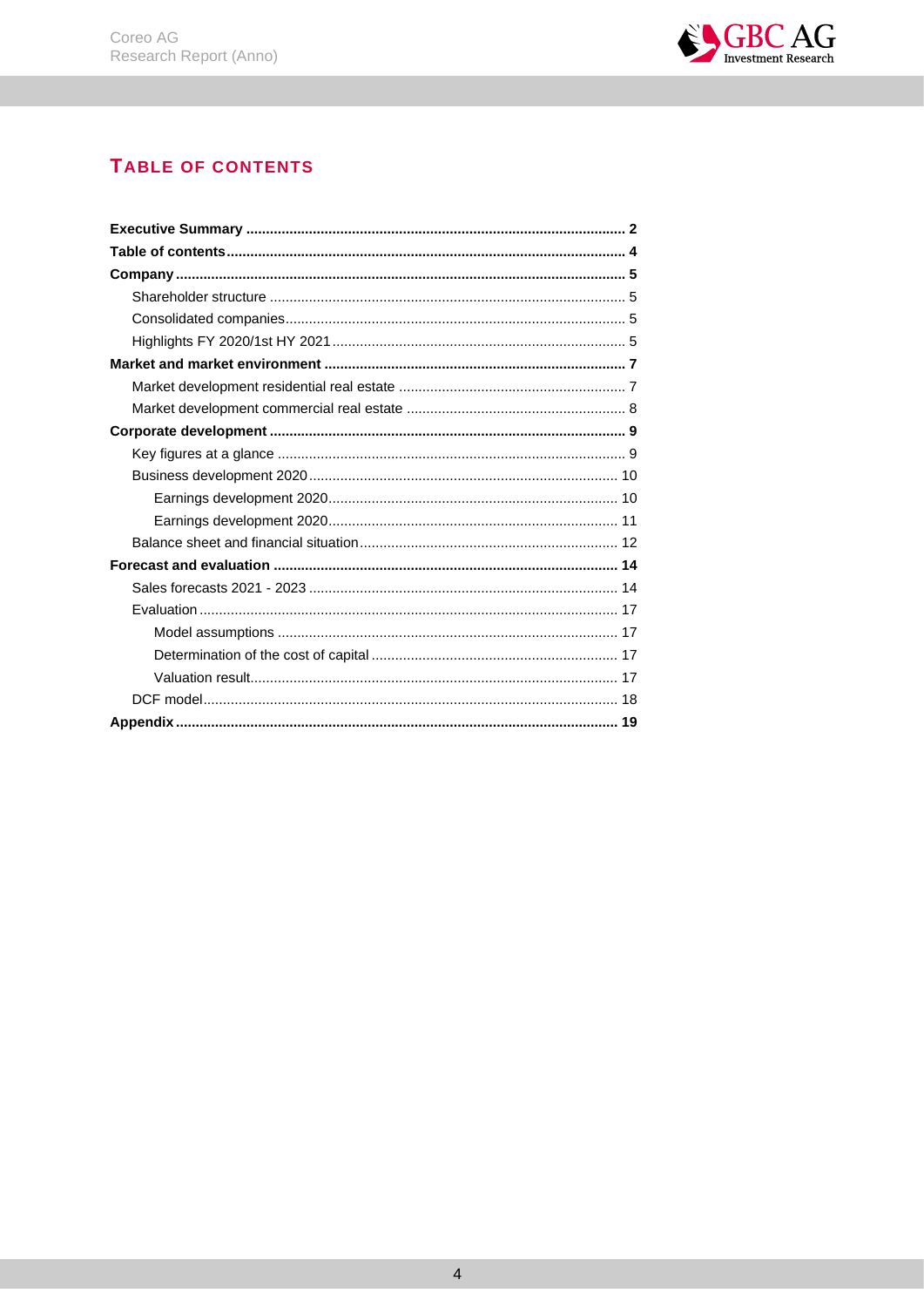## TABLE OF CONTENTS

**Executive Summary** ................................................................................................ **2**

**Table of contents** ..................................................................................................... **4**

**Company** ................................................................................................................. **5**

- Shareholder structure ........................................................................................... 5
- Consolidated companies ....................................................................................... 5
- Highlights FY 2020/1st HY 2021 ........................................................................... 5

**Market and market environment** ............................................................................ **7**

- Market development residential real estate .......................................................... 7
- Market development commercial real estate ........................................................ 8

**Corporate development** .......................................................................................... **9**

- Key figures at a glance ......................................................................................... 9
- Business development 2020 ............................................................................... 10
  - Earnings development 2020 ......................................................................... 10
  - Earnings development 2020 ......................................................................... 11
- Balance sheet and financial situation .................................................................. 12

**Forecast and evaluation** ....................................................................................... **14**

- Sales forecasts 2021 - 2023 ............................................................................... 14
- Evaluation .......................................................................................................... 17
  - Model assumptions ...................................................................................... 17
  - Determination of the cost of capital ............................................................. 17
  - Valuation result ............................................................................................. 17
- DCF model ......................................................................................................... 18

**Appendix** ............................................................................................................... **19**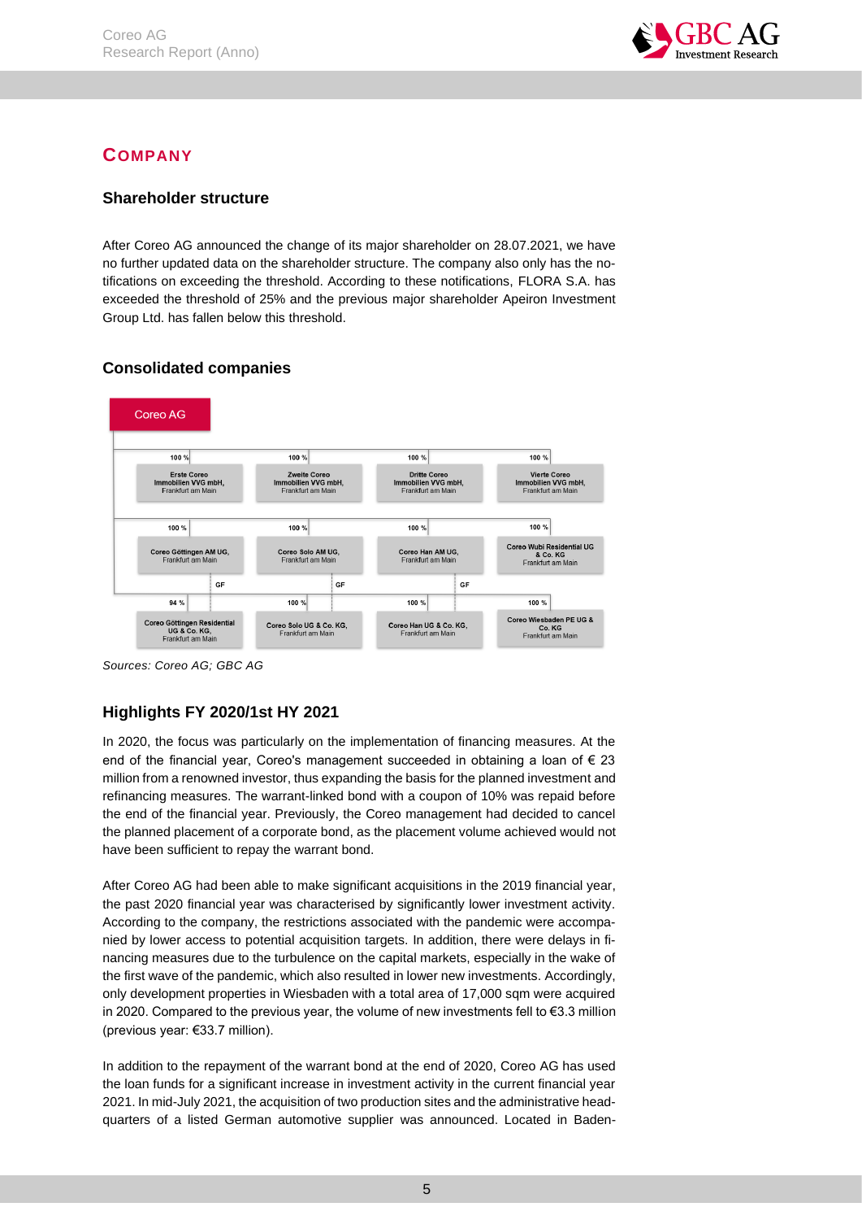# COMPANY

## Shareholder structure

After Coreo AG announced the change of its major shareholder on 28.07.2021, we have no further updated data on the shareholder structure. The company also only has the notifications on exceeding the threshold. According to these notifications, FLORA S.A. has exceeded the threshold of 25% and the previous major shareholder Apeiron Investment Group Ltd. has fallen below this threshold.

## Consolidated companies

Coreo AG

| Share | Company | Share | Company | Share | Company | Share | Company |
|---|---|---|---|---|---|---|---|
| 100 % | Erste Coreo Immobilien VVG mbH, Frankfurt am Main | 100 % | Zweite Coreo Immobilien VVG mbH, Frankfurt am Main | 100 % | Dritte Coreo Immobilien VVG mbH, Frankfurt am Main | 100 % | Vierte Coreo Immobilien VVG mbH, Frankfurt am Main |
| 100 % | Coreo Göttingen AM UG, Frankfurt am Main (GF) | 100 % | Coreo Solo AM UG, Frankfurt am Main (GF) | 100 % | Coreo Han AM UG, Frankfurt am Main (GF) | 100 % | Coreo Wubi Residential UG & Co. KG Frankfurt am Main |
| 94 % | Coreo Göttingen Residential UG & Co. KG, Frankfurt am Main | 100 % | Coreo Solo UG & Co. KG, Frankfurt am Main | 100 % | Coreo Han UG & Co. KG, Frankfurt am Main | 100 % | Coreo Wiesbaden PE UG & Co. KG Frankfurt am Main |

*Sources: Coreo AG; GBC AG*

## Highlights FY 2020/1st HY 2021

In 2020, the focus was particularly on the implementation of financing measures. At the end of the financial year, Coreo's management succeeded in obtaining a loan of € 23 million from a renowned investor, thus expanding the basis for the planned investment and refinancing measures. The warrant-linked bond with a coupon of 10% was repaid before the end of the financial year. Previously, the Coreo management had decided to cancel the planned placement of a corporate bond, as the placement volume achieved would not have been sufficient to repay the warrant bond.

After Coreo AG had been able to make significant acquisitions in the 2019 financial year, the past 2020 financial year was characterised by significantly lower investment activity. According to the company, the restrictions associated with the pandemic were accompanied by lower access to potential acquisition targets. In addition, there were delays in financing measures due to the turbulence on the capital markets, especially in the wake of the first wave of the pandemic, which also resulted in lower new investments. Accordingly, only development properties in Wiesbaden with a total area of 17,000 sqm were acquired in 2020. Compared to the previous year, the volume of new investments fell to €3.3 million (previous year: €33.7 million).

In addition to the repayment of the warrant bond at the end of 2020, Coreo AG has used the loan funds for a significant increase in investment activity in the current financial year 2021. In mid-July 2021, the acquisition of two production sites and the administrative headquarters of a listed German automotive supplier was announced. Located in Baden-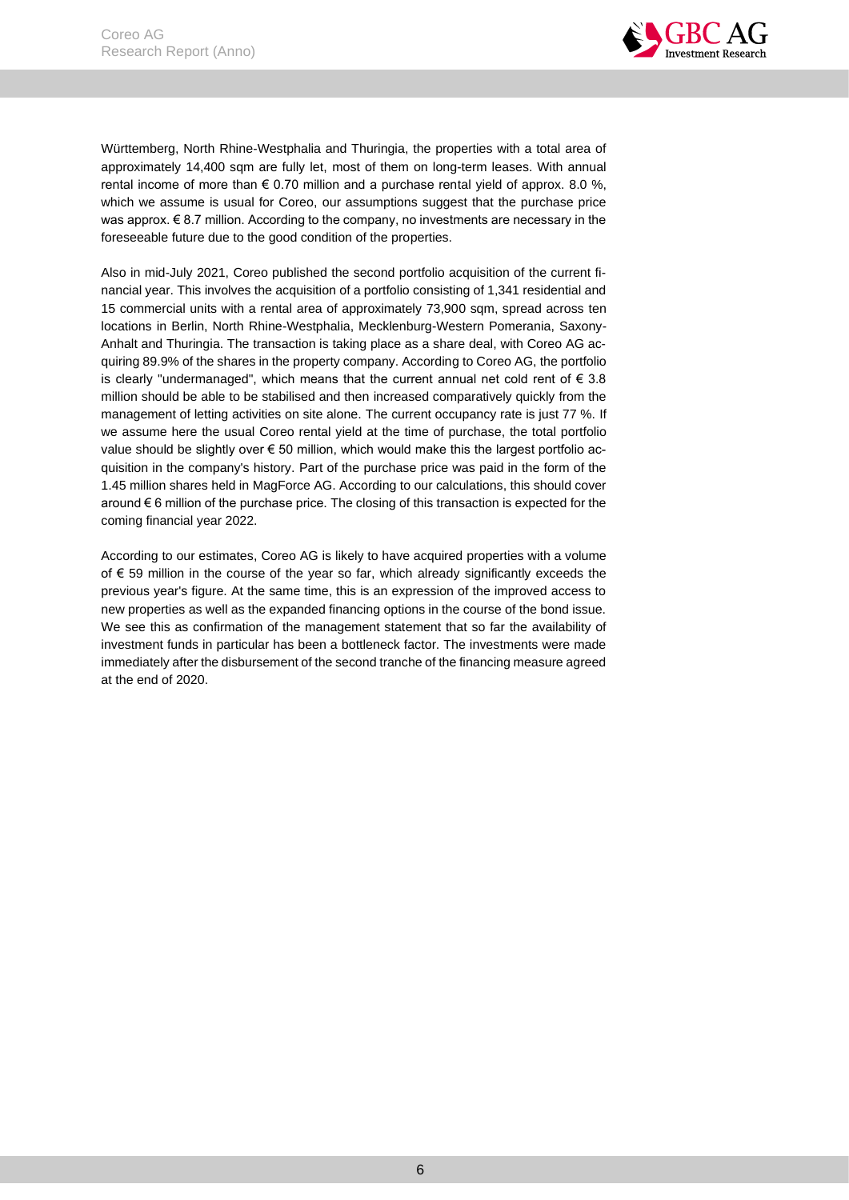Württemberg, North Rhine-Westphalia and Thuringia, the properties with a total area of approximately 14,400 sqm are fully let, most of them on long-term leases. With annual rental income of more than € 0.70 million and a purchase rental yield of approx. 8.0 %, which we assume is usual for Coreo, our assumptions suggest that the purchase price was approx. € 8.7 million. According to the company, no investments are necessary in the foreseeable future due to the good condition of the properties.

Also in mid-July 2021, Coreo published the second portfolio acquisition of the current financial year. This involves the acquisition of a portfolio consisting of 1,341 residential and 15 commercial units with a rental area of approximately 73,900 sqm, spread across ten locations in Berlin, North Rhine-Westphalia, Mecklenburg-Western Pomerania, Saxony-Anhalt and Thuringia. The transaction is taking place as a share deal, with Coreo AG acquiring 89.9% of the shares in the property company. According to Coreo AG, the portfolio is clearly "undermanaged", which means that the current annual net cold rent of € 3.8 million should be able to be stabilised and then increased comparatively quickly from the management of letting activities on site alone. The current occupancy rate is just 77 %. If we assume here the usual Coreo rental yield at the time of purchase, the total portfolio value should be slightly over € 50 million, which would make this the largest portfolio acquisition in the company's history. Part of the purchase price was paid in the form of the 1.45 million shares held in MagForce AG. According to our calculations, this should cover around € 6 million of the purchase price. The closing of this transaction is expected for the coming financial year 2022.

According to our estimates, Coreo AG is likely to have acquired properties with a volume of € 59 million in the course of the year so far, which already significantly exceeds the previous year's figure. At the same time, this is an expression of the improved access to new properties as well as the expanded financing options in the course of the bond issue. We see this as confirmation of the management statement that so far the availability of investment funds in particular has been a bottleneck factor. The investments were made immediately after the disbursement of the second tranche of the financing measure agreed at the end of 2020.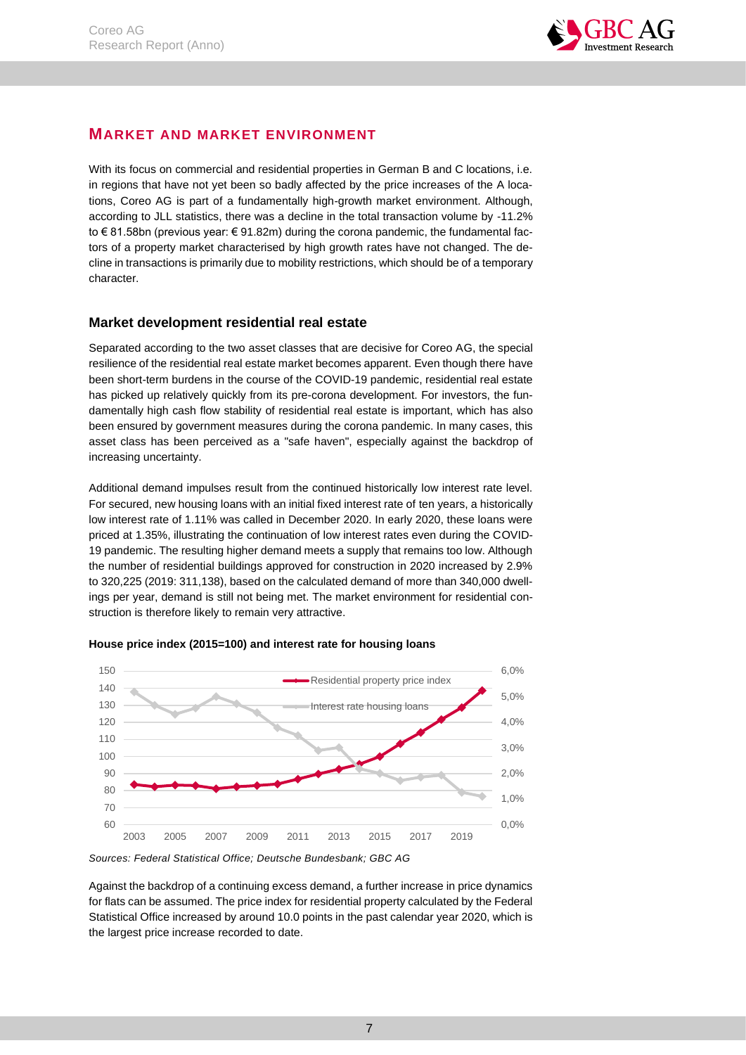## MARKET AND MARKET ENVIRONMENT

With its focus on commercial and residential properties in German B and C locations, i.e. in regions that have not yet been so badly affected by the price increases of the A locations, Coreo AG is part of a fundamentally high-growth market environment. Although, according to JLL statistics, there was a decline in the total transaction volume by -11.2% to € 81.58bn (previous year: € 91.82m) during the corona pandemic, the fundamental factors of a property market characterised by high growth rates have not changed. The decline in transactions is primarily due to mobility restrictions, which should be of a temporary character.

### Market development residential real estate

Separated according to the two asset classes that are decisive for Coreo AG, the special resilience of the residential real estate market becomes apparent. Even though there have been short-term burdens in the course of the COVID-19 pandemic, residential real estate has picked up relatively quickly from its pre-corona development. For investors, the fundamentally high cash flow stability of residential real estate is important, which has also been ensured by government measures during the corona pandemic. In many cases, this asset class has been perceived as a "safe haven", especially against the backdrop of increasing uncertainty.

Additional demand impulses result from the continued historically low interest rate level. For secured, new housing loans with an initial fixed interest rate of ten years, a historically low interest rate of 1.11% was called in December 2020. In early 2020, these loans were priced at 1.35%, illustrating the continuation of low interest rates even during the COVID-19 pandemic. The resulting higher demand meets a supply that remains too low. Although the number of residential buildings approved for construction in 2020 increased by 2.9% to 320,225 (2019: 311,138), based on the calculated demand of more than 340,000 dwellings per year, demand is still not being met. The market environment for residential construction is therefore likely to remain very attractive.

**House price index (2015=100) and interest rate for housing loans**

*Sources: Federal Statistical Office; Deutsche Bundesbank; GBC AG*

Against the backdrop of a continuing excess demand, a further increase in price dynamics for flats can be assumed. The price index for residential property calculated by the Federal Statistical Office increased by around 10.0 points in the past calendar year 2020, which is the largest price increase recorded to date.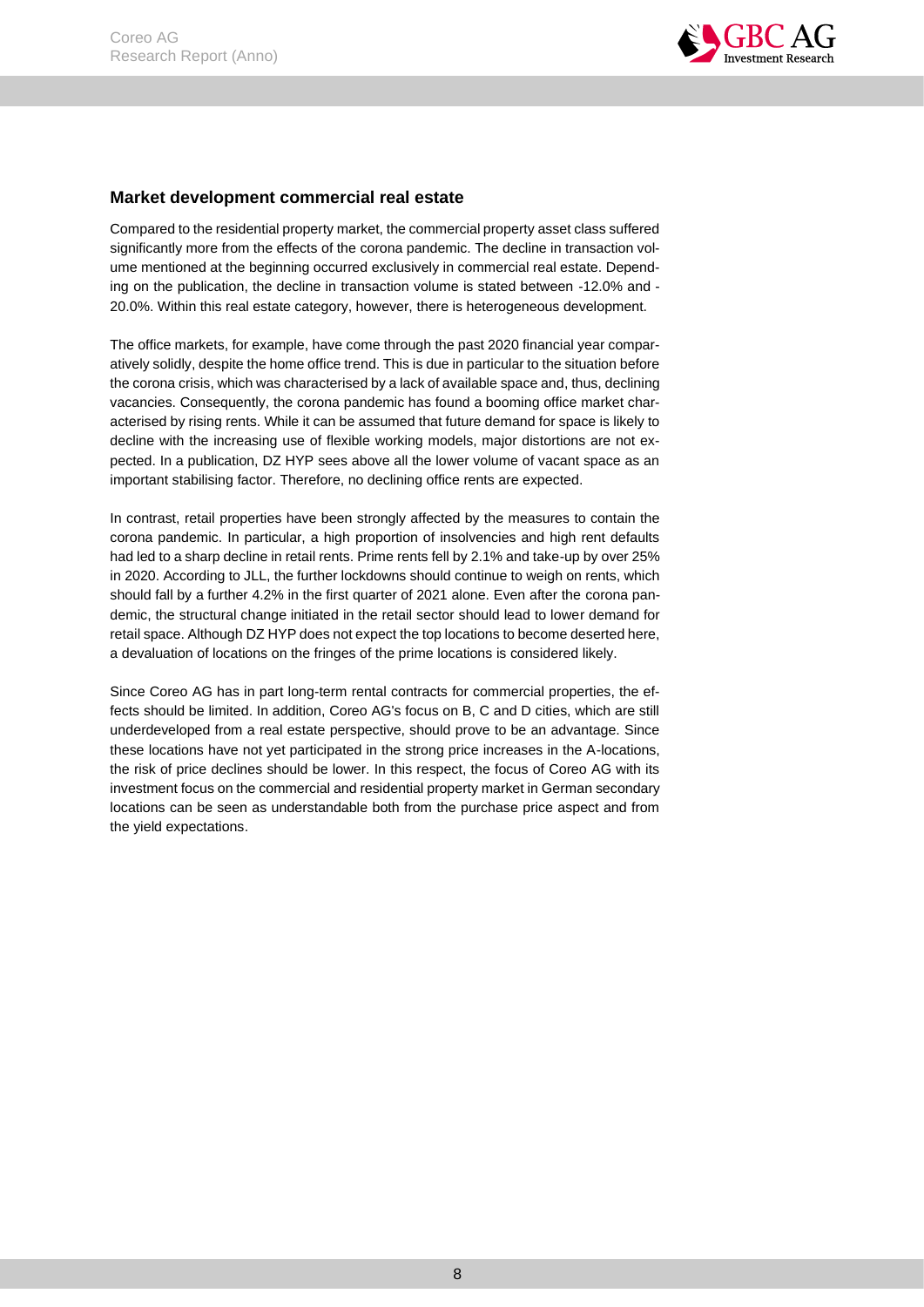## Market development commercial real estate

Compared to the residential property market, the commercial property asset class suffered significantly more from the effects of the corona pandemic. The decline in transaction volume mentioned at the beginning occurred exclusively in commercial real estate. Depending on the publication, the decline in transaction volume is stated between -12.0% and -20.0%. Within this real estate category, however, there is heterogeneous development.

The office markets, for example, have come through the past 2020 financial year comparatively solidly, despite the home office trend. This is due in particular to the situation before the corona crisis, which was characterised by a lack of available space and, thus, declining vacancies. Consequently, the corona pandemic has found a booming office market characterised by rising rents. While it can be assumed that future demand for space is likely to decline with the increasing use of flexible working models, major distortions are not expected. In a publication, DZ HYP sees above all the lower volume of vacant space as an important stabilising factor. Therefore, no declining office rents are expected.

In contrast, retail properties have been strongly affected by the measures to contain the corona pandemic. In particular, a high proportion of insolvencies and high rent defaults had led to a sharp decline in retail rents. Prime rents fell by 2.1% and take-up by over 25% in 2020. According to JLL, the further lockdowns should continue to weigh on rents, which should fall by a further 4.2% in the first quarter of 2021 alone. Even after the corona pandemic, the structural change initiated in the retail sector should lead to lower demand for retail space. Although DZ HYP does not expect the top locations to become deserted here, a devaluation of locations on the fringes of the prime locations is considered likely.

Since Coreo AG has in part long-term rental contracts for commercial properties, the effects should be limited. In addition, Coreo AG's focus on B, C and D cities, which are still underdeveloped from a real estate perspective, should prove to be an advantage. Since these locations have not yet participated in the strong price increases in the A-locations, the risk of price declines should be lower. In this respect, the focus of Coreo AG with its investment focus on the commercial and residential property market in German secondary locations can be seen as understandable both from the purchase price aspect and from the yield expectations.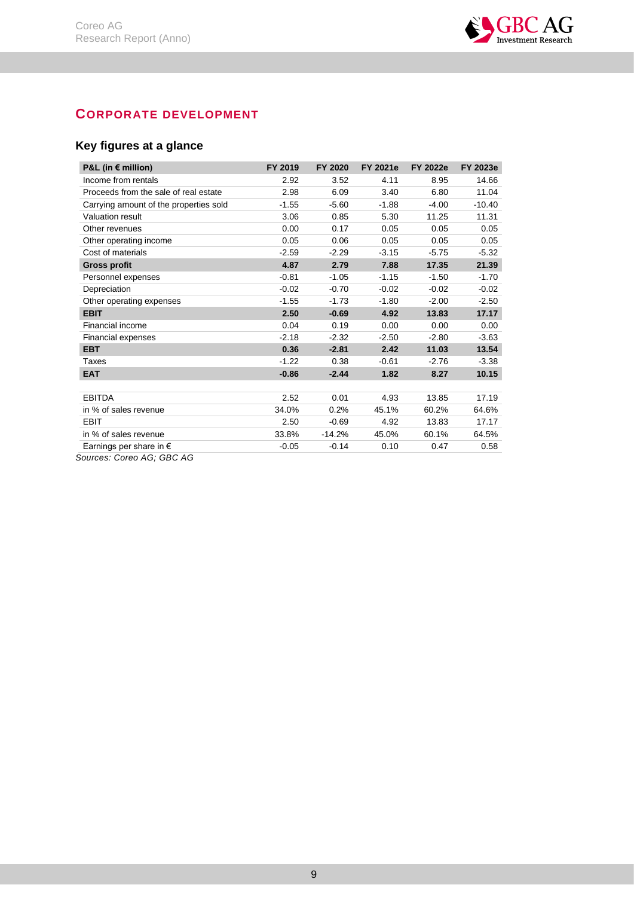## CORPORATE DEVELOPMENT

### Key figures at a glance

| P&L (in € million) | FY 2019 | FY 2020 | FY 2021e | FY 2022e | FY 2023e |
|---|---|---|---|---|---|
| Income from rentals | 2.92 | 3.52 | 4.11 | 8.95 | 14.66 |
| Proceeds from the sale of real estate | 2.98 | 6.09 | 3.40 | 6.80 | 11.04 |
| Carrying amount of the properties sold | -1.55 | -5.60 | -1.88 | -4.00 | -10.40 |
| Valuation result | 3.06 | 0.85 | 5.30 | 11.25 | 11.31 |
| Other revenues | 0.00 | 0.17 | 0.05 | 0.05 | 0.05 |
| Other operating income | 0.05 | 0.06 | 0.05 | 0.05 | 0.05 |
| Cost of materials | -2.59 | -2.29 | -3.15 | -5.75 | -5.32 |
| **Gross profit** | **4.87** | **2.79** | **7.88** | **17.35** | **21.39** |
| Personnel expenses | -0.81 | -1.05 | -1.15 | -1.50 | -1.70 |
| Depreciation | -0.02 | -0.70 | -0.02 | -0.02 | -0.02 |
| Other operating expenses | -1.55 | -1.73 | -1.80 | -2.00 | -2.50 |
| **EBIT** | **2.50** | **-0.69** | **4.92** | **13.83** | **17.17** |
| Financial income | 0.04 | 0.19 | 0.00 | 0.00 | 0.00 |
| Financial expenses | -2.18 | -2.32 | -2.50 | -2.80 | -3.63 |
| **EBT** | **0.36** | **-2.81** | **2.42** | **11.03** | **13.54** |
| Taxes | -1.22 | 0.38 | -0.61 | -2.76 | -3.38 |
| **EAT** | **-0.86** | **-2.44** | **1.82** | **8.27** | **10.15** |
| | | | | | |
| EBITDA | 2.52 | 0.01 | 4.93 | 13.85 | 17.19 |
| in % of sales revenue | 34.0% | 0.2% | 45.1% | 60.2% | 64.6% |
| EBIT | 2.50 | -0.69 | 4.92 | 13.83 | 17.17 |
| in % of sales revenue | 33.8% | -14.2% | 45.0% | 60.1% | 64.5% |
| Earnings per share in € | -0.05 | -0.14 | 0.10 | 0.47 | 0.58 |

*Sources: Coreo AG; GBC AG*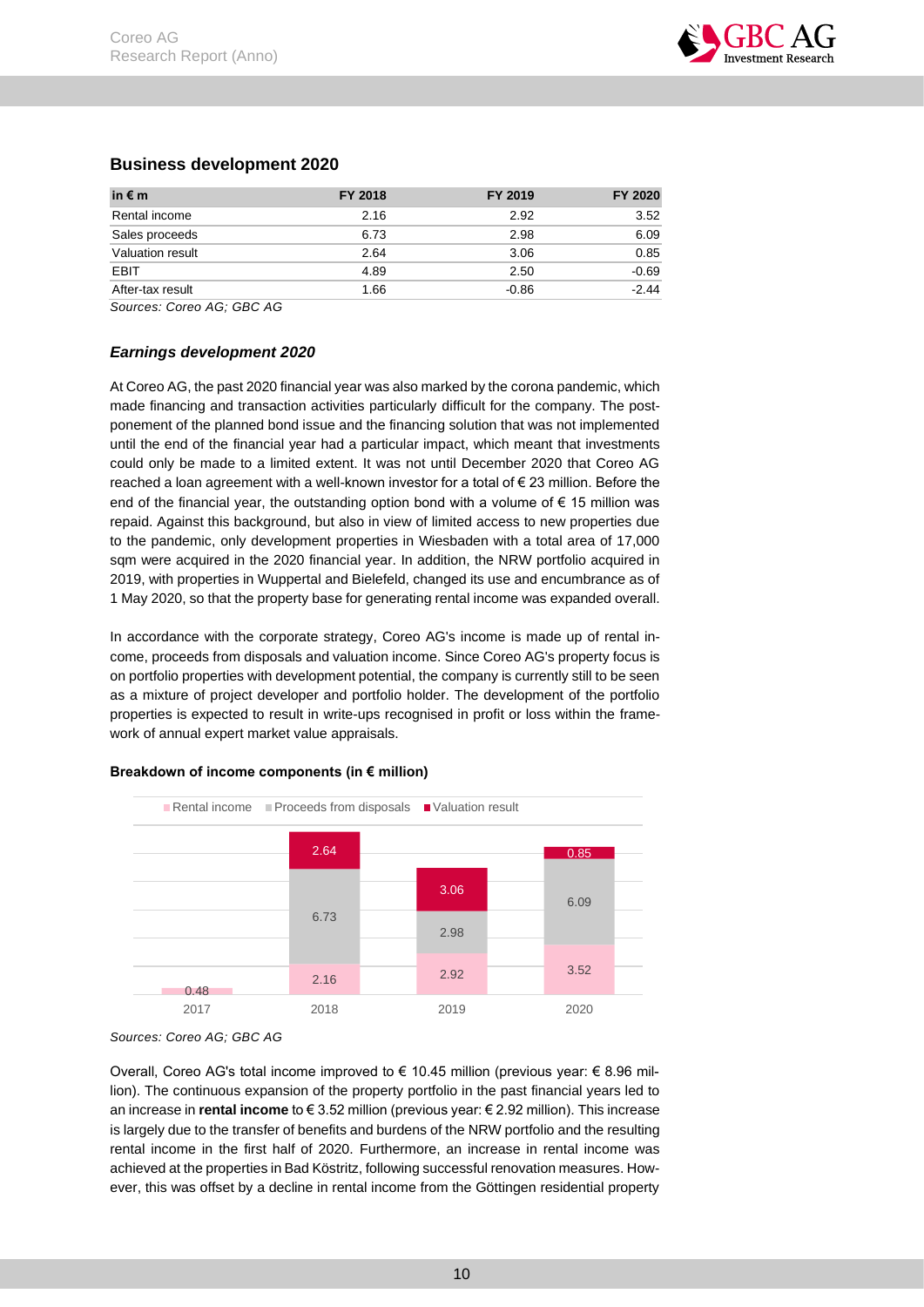## Business development 2020

| in € m | FY 2018 | FY 2019 | FY 2020 |
|---|---|---|---|
| Rental income | 2.16 | 2.92 | 3.52 |
| Sales proceeds | 6.73 | 2.98 | 6.09 |
| Valuation result | 2.64 | 3.06 | 0.85 |
| EBIT | 4.89 | 2.50 | -0.69 |
| After-tax result | 1.66 | -0.86 | -2.44 |

*Sources: Coreo AG; GBC AG*

### *Earnings development 2020*

At Coreo AG, the past 2020 financial year was also marked by the corona pandemic, which made financing and transaction activities particularly difficult for the company. The postponement of the planned bond issue and the financing solution that was not implemented until the end of the financial year had a particular impact, which meant that investments could only be made to a limited extent. It was not until December 2020 that Coreo AG reached a loan agreement with a well-known investor for a total of € 23 million. Before the end of the financial year, the outstanding option bond with a volume of € 15 million was repaid. Against this background, but also in view of limited access to new properties due to the pandemic, only development properties in Wiesbaden with a total area of 17,000 sqm were acquired in the 2020 financial year. In addition, the NRW portfolio acquired in 2019, with properties in Wuppertal and Bielefeld, changed its use and encumbrance as of 1 May 2020, so that the property base for generating rental income was expanded overall.

In accordance with the corporate strategy, Coreo AG's income is made up of rental income, proceeds from disposals and valuation income. Since Coreo AG's property focus is on portfolio properties with development potential, the company is currently still to be seen as a mixture of project developer and portfolio holder. The development of the portfolio properties is expected to result in write-ups recognised in profit or loss within the framework of annual expert market value appraisals.

**Breakdown of income components (in € million)**

| | 2017 | 2018 | 2019 | 2020 |
|---|---|---|---|---|
| Rental income | 0.48 | 2.16 | 2.92 | 3.52 |
| Proceeds from disposals | | 6.73 | 2.98 | 6.09 |
| Valuation result | | 2.64 | 3.06 | 0.85 |

*Sources: Coreo AG; GBC AG*

Overall, Coreo AG's total income improved to € 10.45 million (previous year: € 8.96 million). The continuous expansion of the property portfolio in the past financial years led to an increase in **rental income** to € 3.52 million (previous year: € 2.92 million). This increase is largely due to the transfer of benefits and burdens of the NRW portfolio and the resulting rental income in the first half of 2020. Furthermore, an increase in rental income was achieved at the properties in Bad Köstritz, following successful renovation measures. However, this was offset by a decline in rental income from the Göttingen residential property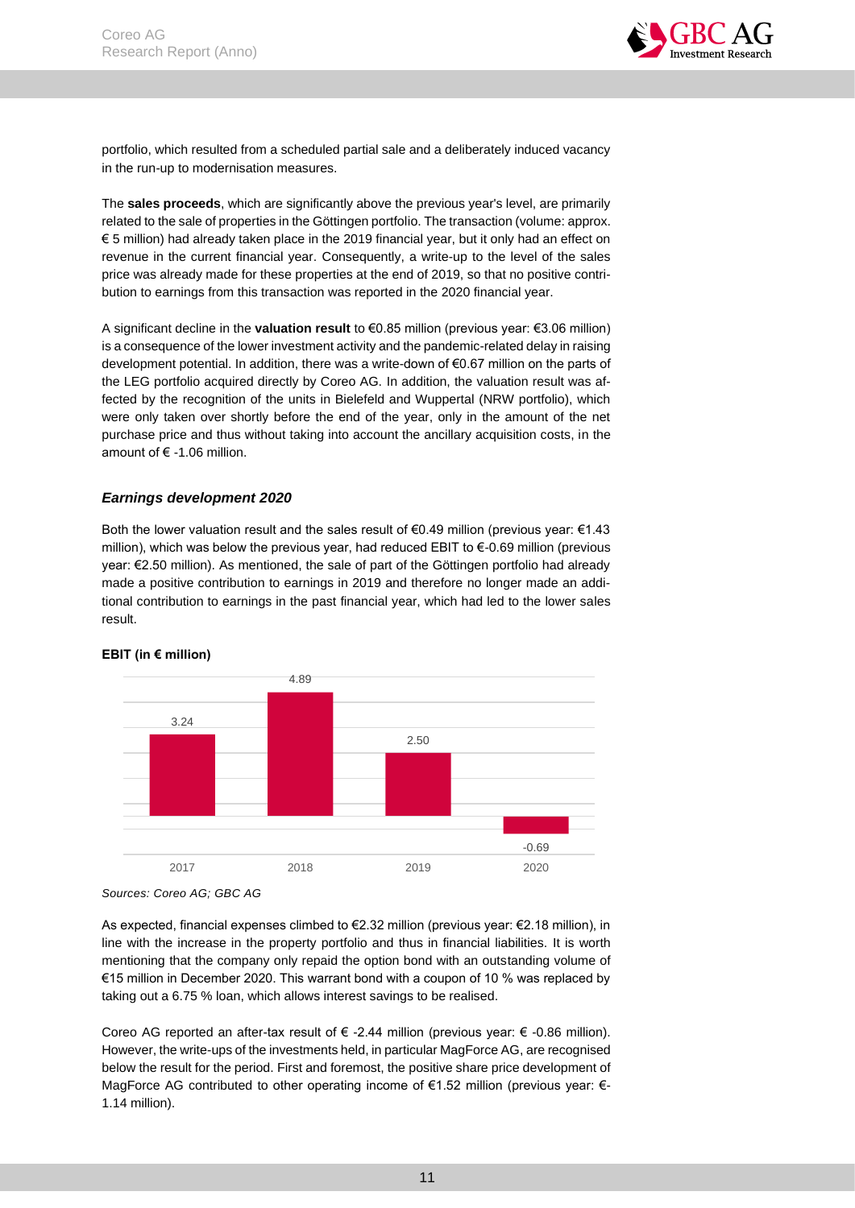portfolio, which resulted from a scheduled partial sale and a deliberately induced vacancy in the run-up to modernisation measures.

The **sales proceeds**, which are significantly above the previous year's level, are primarily related to the sale of properties in the Göttingen portfolio. The transaction (volume: approx. € 5 million) had already taken place in the 2019 financial year, but it only had an effect on revenue in the current financial year. Consequently, a write-up to the level of the sales price was already made for these properties at the end of 2019, so that no positive contribution to earnings from this transaction was reported in the 2020 financial year.

A significant decline in the **valuation result** to €0.85 million (previous year: €3.06 million) is a consequence of the lower investment activity and the pandemic-related delay in raising development potential. In addition, there was a write-down of €0.67 million on the parts of the LEG portfolio acquired directly by Coreo AG. In addition, the valuation result was affected by the recognition of the units in Bielefeld and Wuppertal (NRW portfolio), which were only taken over shortly before the end of the year, only in the amount of the net purchase price and thus without taking into account the ancillary acquisition costs, in the amount of € -1.06 million.

### *Earnings development 2020*

Both the lower valuation result and the sales result of €0.49 million (previous year: €1.43 million), which was below the previous year, had reduced EBIT to €-0.69 million (previous year: €2.50 million). As mentioned, the sale of part of the Göttingen portfolio had already made a positive contribution to earnings in 2019 and therefore no longer made an additional contribution to earnings in the past financial year, which had led to the lower sales result.

**EBIT (in € million)**

| 2017 | 2018 | 2019 | 2020 |
|---|---|---|---|
| 3.24 | 4.89 | 2.50 | -0.69 |

*Sources: Coreo AG; GBC AG*

As expected, financial expenses climbed to €2.32 million (previous year: €2.18 million), in line with the increase in the property portfolio and thus in financial liabilities. It is worth mentioning that the company only repaid the option bond with an outstanding volume of €15 million in December 2020. This warrant bond with a coupon of 10 % was replaced by taking out a 6.75 % loan, which allows interest savings to be realised.

Coreo AG reported an after-tax result of € -2.44 million (previous year: € -0.86 million). However, the write-ups of the investments held, in particular MagForce AG, are recognised below the result for the period. First and foremost, the positive share price development of MagForce AG contributed to other operating income of €1.52 million (previous year: €-1.14 million).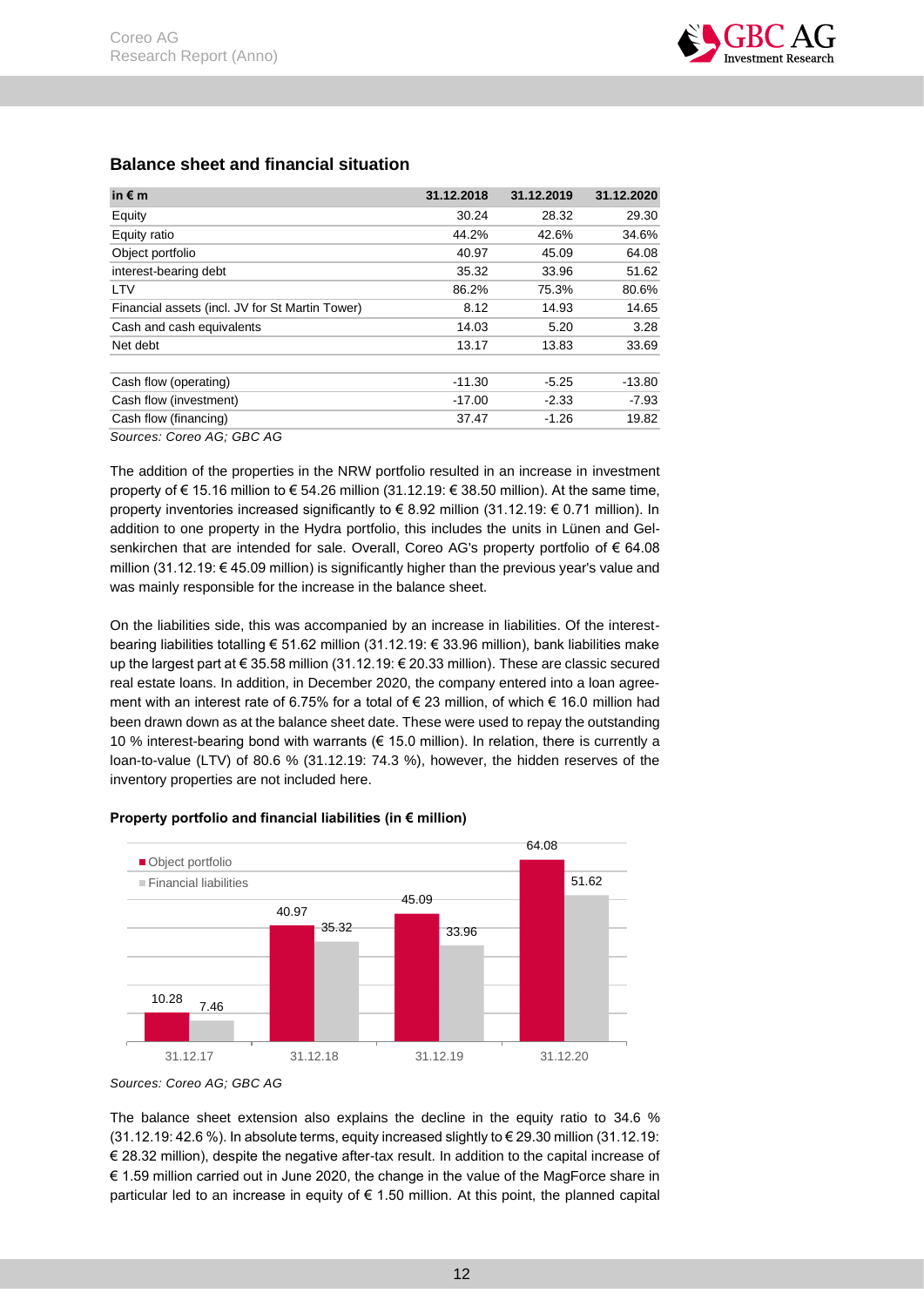## Balance sheet and financial situation

| in € m | 31.12.2018 | 31.12.2019 | 31.12.2020 |
|---|---|---|---|
| Equity | 30.24 | 28.32 | 29.30 |
| Equity ratio | 44.2% | 42.6% | 34.6% |
| Object portfolio | 40.97 | 45.09 | 64.08 |
| interest-bearing debt | 35.32 | 33.96 | 51.62 |
| LTV | 86.2% | 75.3% | 80.6% |
| Financial assets (incl. JV for St Martin Tower) | 8.12 | 14.93 | 14.65 |
| Cash and cash equivalents | 14.03 | 5.20 | 3.28 |
| Net debt | 13.17 | 13.83 | 33.69 |
| | | | |
| Cash flow (operating) | -11.30 | -5.25 | -13.80 |
| Cash flow (investment) | -17.00 | -2.33 | -7.93 |
| Cash flow (financing) | 37.47 | -1.26 | 19.82 |

*Sources: Coreo AG; GBC AG*

The addition of the properties in the NRW portfolio resulted in an increase in investment property of € 15.16 million to € 54.26 million (31.12.19: € 38.50 million). At the same time, property inventories increased significantly to € 8.92 million (31.12.19: € 0.71 million). In addition to one property in the Hydra portfolio, this includes the units in Lünen and Gelsenkirchen that are intended for sale. Overall, Coreo AG's property portfolio of € 64.08 million (31.12.19: € 45.09 million) is significantly higher than the previous year's value and was mainly responsible for the increase in the balance sheet.

On the liabilities side, this was accompanied by an increase in liabilities. Of the interest-bearing liabilities totalling € 51.62 million (31.12.19: € 33.96 million), bank liabilities make up the largest part at € 35.58 million (31.12.19: € 20.33 million). These are classic secured real estate loans. In addition, in December 2020, the company entered into a loan agreement with an interest rate of 6.75% for a total of € 23 million, of which € 16.0 million had been drawn down as at the balance sheet date. These were used to repay the outstanding 10 % interest-bearing bond with warrants (€ 15.0 million). In relation, there is currently a loan-to-value (LTV) of 80.6 % (31.12.19: 74.3 %), however, the hidden reserves of the inventory properties are not included here.

**Property portfolio and financial liabilities (in € million)**

| | 31.12.17 | 31.12.18 | 31.12.19 | 31.12.20 |
|---|---|---|---|---|
| Object portfolio | 10.28 | 40.97 | 45.09 | 64.08 |
| Financial liabilities | 7.46 | 35.32 | 33.96 | 51.62 |

*Sources: Coreo AG; GBC AG*

The balance sheet extension also explains the decline in the equity ratio to 34.6 % (31.12.19: 42.6 %). In absolute terms, equity increased slightly to € 29.30 million (31.12.19: € 28.32 million), despite the negative after-tax result. In addition to the capital increase of € 1.59 million carried out in June 2020, the change in the value of the MagForce share in particular led to an increase in equity of € 1.50 million. At this point, the planned capital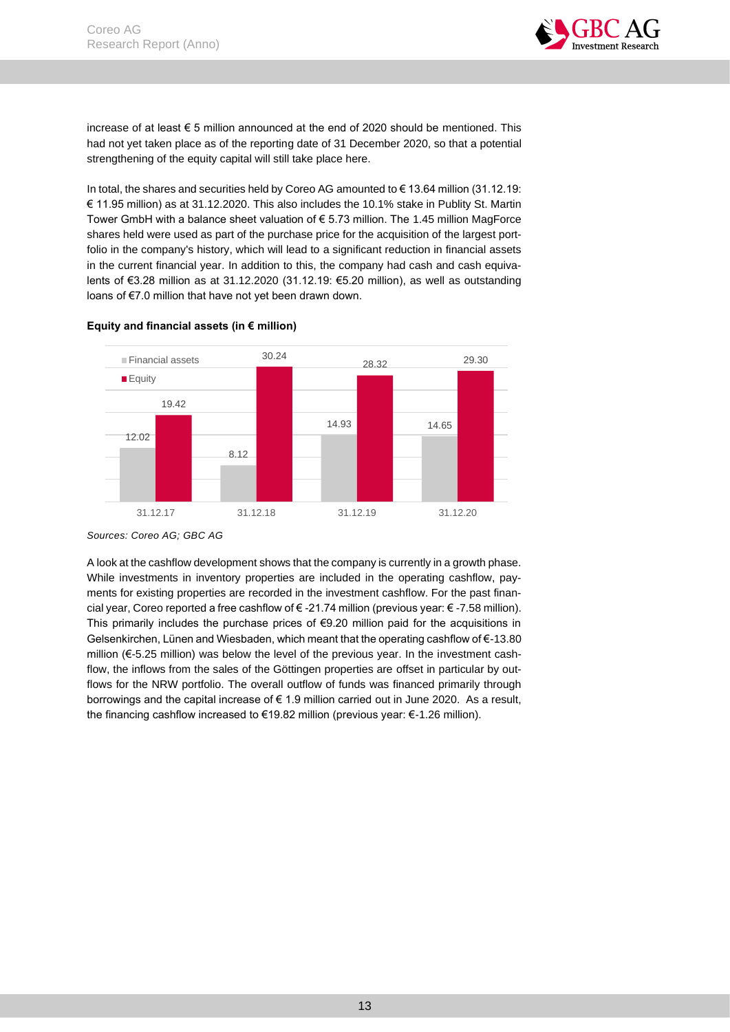increase of at least € 5 million announced at the end of 2020 should be mentioned. This had not yet taken place as of the reporting date of 31 December 2020, so that a potential strengthening of the equity capital will still take place here.

In total, the shares and securities held by Coreo AG amounted to € 13.64 million (31.12.19: € 11.95 million) as at 31.12.2020. This also includes the 10.1% stake in Publity St. Martin Tower GmbH with a balance sheet valuation of € 5.73 million. The 1.45 million MagForce shares held were used as part of the purchase price for the acquisition of the largest portfolio in the company's history, which will lead to a significant reduction in financial assets in the current financial year. In addition to this, the company had cash and cash equivalents of €3.28 million as at 31.12.2020 (31.12.19: €5.20 million), as well as outstanding loans of €7.0 million that have not yet been drawn down.

**Equity and financial assets (in € million)**

| | 31.12.17 | 31.12.18 | 31.12.19 | 31.12.20 |
|---|---|---|---|---|
| Financial assets | 12.02 | 8.12 | 14.93 | 14.65 |
| Equity | 19.42 | 30.24 | 28.32 | 29.30 |

*Sources: Coreo AG; GBC AG*

A look at the cashflow development shows that the company is currently in a growth phase. While investments in inventory properties are included in the operating cashflow, payments for existing properties are recorded in the investment cashflow. For the past financial year, Coreo reported a free cashflow of € -21.74 million (previous year: € -7.58 million). This primarily includes the purchase prices of €9.20 million paid for the acquisitions in Gelsenkirchen, Lünen and Wiesbaden, which meant that the operating cashflow of €-13.80 million (€-5.25 million) was below the level of the previous year. In the investment cashflow, the inflows from the sales of the Göttingen properties are offset in particular by outflows for the NRW portfolio. The overall outflow of funds was financed primarily through borrowings and the capital increase of € 1.9 million carried out in June 2020. As a result, the financing cashflow increased to €19.82 million (previous year: €-1.26 million).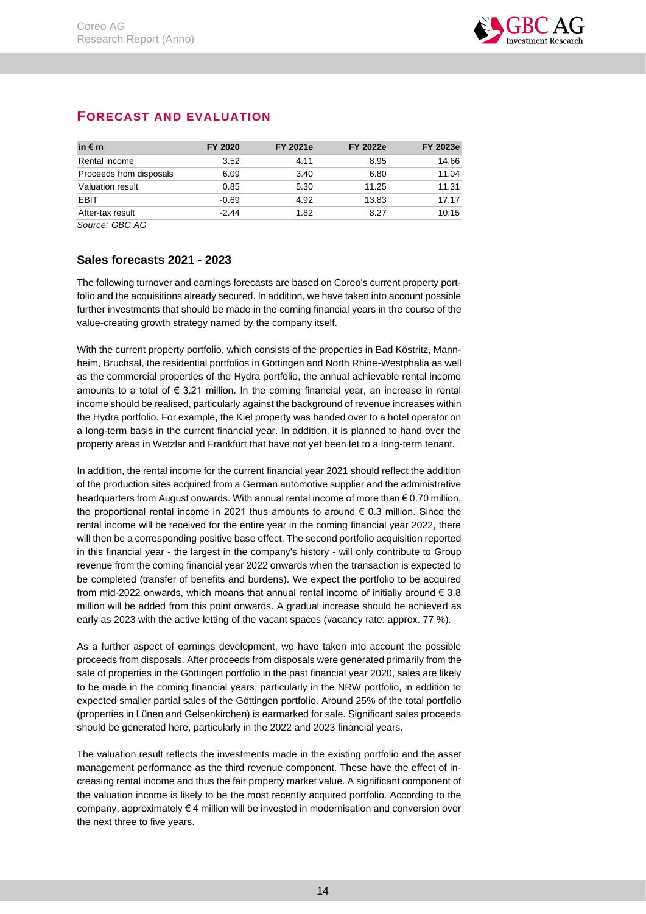## FORECAST AND EVALUATION

| in € m | FY 2020 | FY 2021e | FY 2022e | FY 2023e |
|---|---|---|---|---|
| Rental income | 3.52 | 4.11 | 8.95 | 14.66 |
| Proceeds from disposals | 6.09 | 3.40 | 6.80 | 11.04 |
| Valuation result | 0.85 | 5.30 | 11.25 | 11.31 |
| EBIT | -0.69 | 4.92 | 13.83 | 17.17 |
| After-tax result | -2.44 | 1.82 | 8.27 | 10.15 |

*Source: GBC AG*

### Sales forecasts 2021 - 2023

The following turnover and earnings forecasts are based on Coreo's current property portfolio and the acquisitions already secured. In addition, we have taken into account possible further investments that should be made in the coming financial years in the course of the value-creating growth strategy named by the company itself.

With the current property portfolio, which consists of the properties in Bad Köstritz, Mannheim, Bruchsal, the residential portfolios in Göttingen and North Rhine-Westphalia as well as the commercial properties of the Hydra portfolio, the annual achievable rental income amounts to a total of € 3.21 million. In the coming financial year, an increase in rental income should be realised, particularly against the background of revenue increases within the Hydra portfolio. For example, the Kiel property was handed over to a hotel operator on a long-term basis in the current financial year. In addition, it is planned to hand over the property areas in Wetzlar and Frankfurt that have not yet been let to a long-term tenant.

In addition, the rental income for the current financial year 2021 should reflect the addition of the production sites acquired from a German automotive supplier and the administrative headquarters from August onwards. With annual rental income of more than € 0.70 million, the proportional rental income in 2021 thus amounts to around € 0.3 million. Since the rental income will be received for the entire year in the coming financial year 2022, there will then be a corresponding positive base effect. The second portfolio acquisition reported in this financial year - the largest in the company's history - will only contribute to Group revenue from the coming financial year 2022 onwards when the transaction is expected to be completed (transfer of benefits and burdens). We expect the portfolio to be acquired from mid-2022 onwards, which means that annual rental income of initially around € 3.8 million will be added from this point onwards. A gradual increase should be achieved as early as 2023 with the active letting of the vacant spaces (vacancy rate: approx. 77 %).

As a further aspect of earnings development, we have taken into account the possible proceeds from disposals. After proceeds from disposals were generated primarily from the sale of properties in the Göttingen portfolio in the past financial year 2020, sales are likely to be made in the coming financial years, particularly in the NRW portfolio, in addition to expected smaller partial sales of the Göttingen portfolio. Around 25% of the total portfolio (properties in Lünen and Gelsenkirchen) is earmarked for sale. Significant sales proceeds should be generated here, particularly in the 2022 and 2023 financial years.

The valuation result reflects the investments made in the existing portfolio and the asset management performance as the third revenue component. These have the effect of increasing rental income and thus the fair property market value. A significant component of the valuation income is likely to be the most recently acquired portfolio. According to the company, approximately € 4 million will be invested in modernisation and conversion over the next three to five years.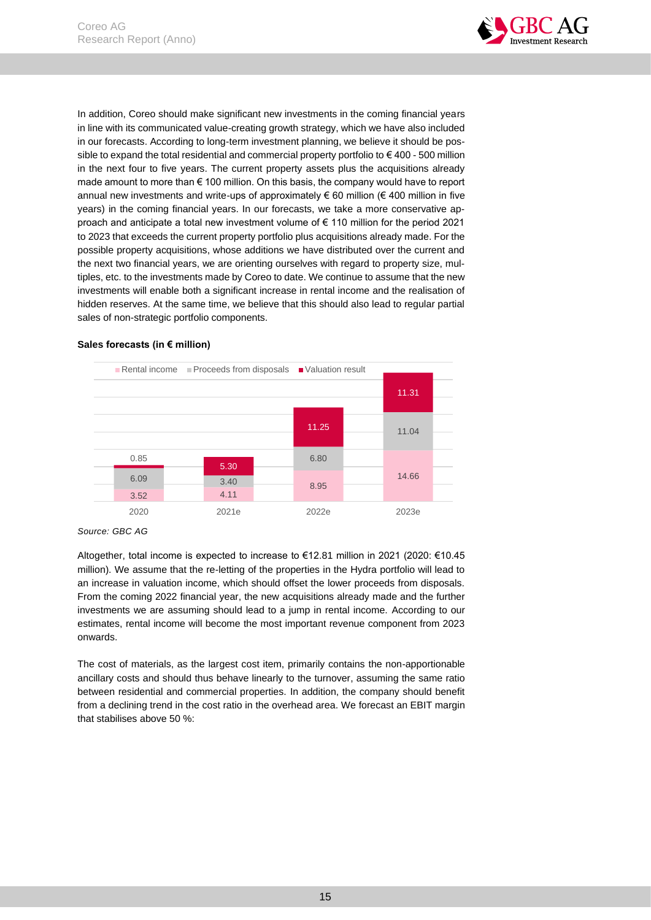In addition, Coreo should make significant new investments in the coming financial years in line with its communicated value-creating growth strategy, which we have also included in our forecasts. According to long-term investment planning, we believe it should be possible to expand the total residential and commercial property portfolio to € 400 - 500 million in the next four to five years. The current property assets plus the acquisitions already made amount to more than € 100 million. On this basis, the company would have to report annual new investments and write-ups of approximately € 60 million (€ 400 million in five years) in the coming financial years. In our forecasts, we take a more conservative approach and anticipate a total new investment volume of € 110 million for the period 2021 to 2023 that exceeds the current property portfolio plus acquisitions already made. For the possible property acquisitions, whose additions we have distributed over the current and the next two financial years, we are orienting ourselves with regard to property size, multiples, etc. to the investments made by Coreo to date. We continue to assume that the new investments will enable both a significant increase in rental income and the realisation of hidden reserves. At the same time, we believe that this should also lead to regular partial sales of non-strategic portfolio components.

**Sales forecasts (in € million)**

| | 2020 | 2021e | 2022e | 2023e |
|---|---|---|---|---|
| Rental income | 3.52 | 4.11 | 8.95 | 14.66 |
| Proceeds from disposals | 6.09 | 3.40 | 6.80 | 11.04 |
| Valuation result | 0.85 | 5.30 | 11.25 | 11.31 |

*Source: GBC AG*

Altogether, total income is expected to increase to €12.81 million in 2021 (2020: €10.45 million). We assume that the re-letting of the properties in the Hydra portfolio will lead to an increase in valuation income, which should offset the lower proceeds from disposals. From the coming 2022 financial year, the new acquisitions already made and the further investments we are assuming should lead to a jump in rental income. According to our estimates, rental income will become the most important revenue component from 2023 onwards.

The cost of materials, as the largest cost item, primarily contains the non-apportionable ancillary costs and should thus behave linearly to the turnover, assuming the same ratio between residential and commercial properties. In addition, the company should benefit from a declining trend in the cost ratio in the overhead area. We forecast an EBIT margin that stabilises above 50 %: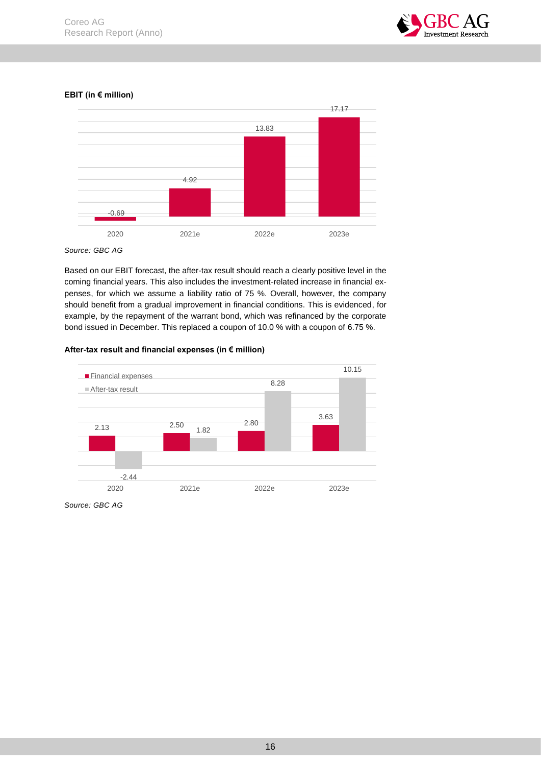**EBIT (in € million)**

| | 2020 | 2021e | 2022e | 2023e |
|---|---|---|---|---|
| EBIT | -0.69 | 4.92 | 13.83 | 17.17 |

*Source: GBC AG*

Based on our EBIT forecast, the after-tax result should reach a clearly positive level in the coming financial years. This also includes the investment-related increase in financial expenses, for which we assume a liability ratio of 75 %. Overall, however, the company should benefit from a gradual improvement in financial conditions. This is evidenced, for example, by the repayment of the warrant bond, which was refinanced by the corporate bond issued in December. This replaced a coupon of 10.0 % with a coupon of 6.75 %.

**After-tax result and financial expenses (in € million)**

| | 2020 | 2021e | 2022e | 2023e |
|---|---|---|---|---|
| Financial expenses | 2.13 | 2.50 | 2.80 | 3.63 |
| After-tax result | -2.44 | 1.82 | 8.28 | 10.15 |

*Source: GBC AG*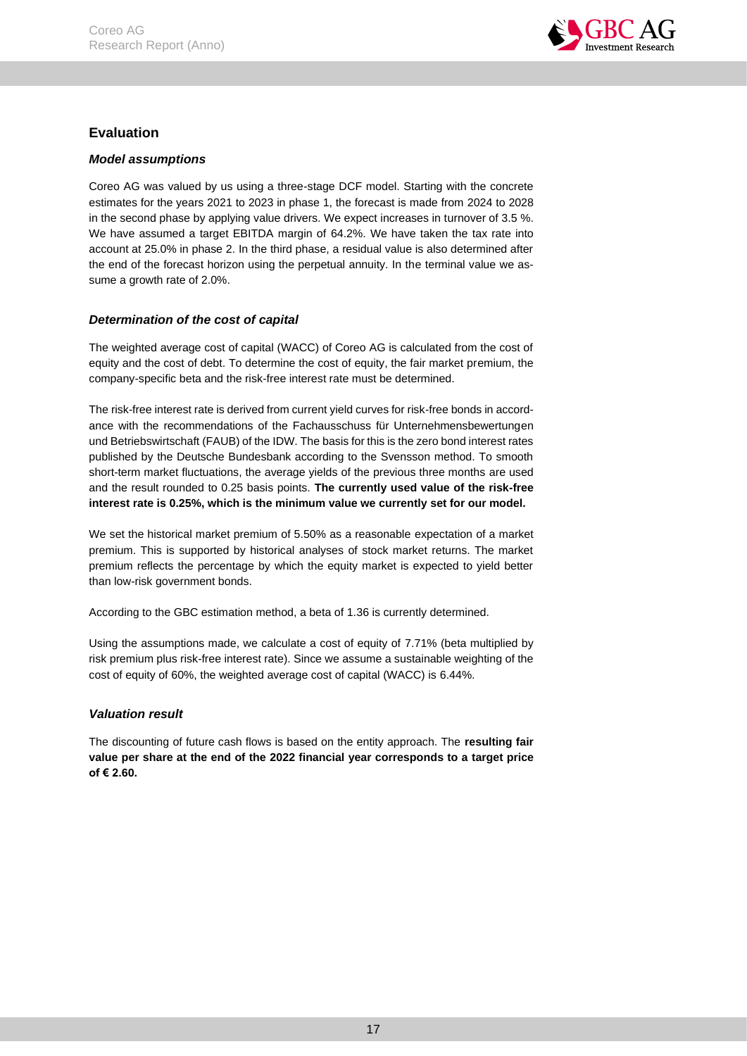## Evaluation

### *Model assumptions*

Coreo AG was valued by us using a three-stage DCF model. Starting with the concrete estimates for the years 2021 to 2023 in phase 1, the forecast is made from 2024 to 2028 in the second phase by applying value drivers. We expect increases in turnover of 3.5 %. We have assumed a target EBITDA margin of 64.2%. We have taken the tax rate into account at 25.0% in phase 2. In the third phase, a residual value is also determined after the end of the forecast horizon using the perpetual annuity. In the terminal value we assume a growth rate of 2.0%.

### *Determination of the cost of capital*

The weighted average cost of capital (WACC) of Coreo AG is calculated from the cost of equity and the cost of debt. To determine the cost of equity, the fair market premium, the company-specific beta and the risk-free interest rate must be determined.

The risk-free interest rate is derived from current yield curves for risk-free bonds in accordance with the recommendations of the Fachausschuss für Unternehmensbewertungen und Betriebswirtschaft (FAUB) of the IDW. The basis for this is the zero bond interest rates published by the Deutsche Bundesbank according to the Svensson method. To smooth short-term market fluctuations, the average yields of the previous three months are used and the result rounded to 0.25 basis points. **The currently used value of the risk-free interest rate is 0.25%, which is the minimum value we currently set for our model.**

We set the historical market premium of 5.50% as a reasonable expectation of a market premium. This is supported by historical analyses of stock market returns. The market premium reflects the percentage by which the equity market is expected to yield better than low-risk government bonds.

According to the GBC estimation method, a beta of 1.36 is currently determined.

Using the assumptions made, we calculate a cost of equity of 7.71% (beta multiplied by risk premium plus risk-free interest rate). Since we assume a sustainable weighting of the cost of equity of 60%, the weighted average cost of capital (WACC) is 6.44%.

### *Valuation result*

The discounting of future cash flows is based on the entity approach. The **resulting fair value per share at the end of the 2022 financial year corresponds to a target price of € 2.60.**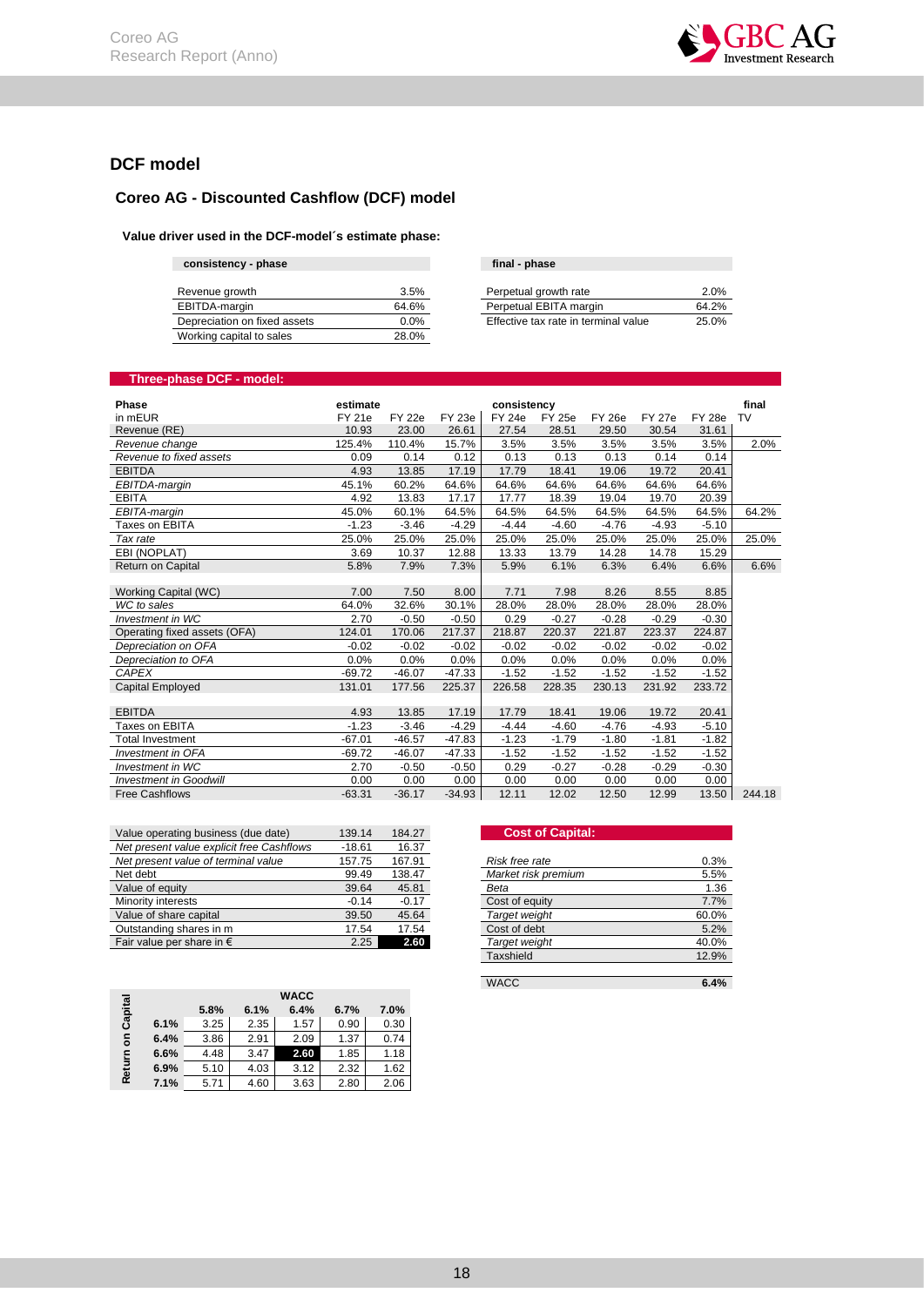# DCF model

## Coreo AG - Discounted Cashflow (DCF) model

### Value driver used in the DCF-model´s estimate phase:

| consistency - phase | |
|---|---|
| Revenue growth | 3.5% |
| EBITDA-margin | 64.6% |
| Depreciation on fixed assets | 0.0% |
| Working capital to sales | 28.0% |

| final - phase | |
|---|---|
| Perpetual growth rate | 2.0% |
| Perpetual EBITA margin | 64.2% |
| Effective tax rate in terminal value | 25.0% |

**Three-phase DCF - model:**

| Phase | estimate | | | consistency | | | | | final |
|---|---|---|---|---|---|---|---|---|---|
| in mEUR | FY 21e | FY 22e | FY 23e | FY 24e | FY 25e | FY 26e | FY 27e | FY 28e | TV |
| Revenue (RE) | 10.93 | 23.00 | 26.61 | 27.54 | 28.51 | 29.50 | 30.54 | 31.61 | |
| *Revenue change* | 125.4% | 110.4% | 15.7% | 3.5% | 3.5% | 3.5% | 3.5% | 3.5% | 2.0% |
| *Revenue to fixed assets* | 0.09 | 0.14 | 0.12 | 0.13 | 0.13 | 0.13 | 0.14 | 0.14 | |
| EBITDA | 4.93 | 13.85 | 17.19 | 17.79 | 18.41 | 19.06 | 19.72 | 20.41 | |
| *EBITDA-margin* | 45.1% | 60.2% | 64.6% | 64.6% | 64.6% | 64.6% | 64.6% | 64.6% | |
| EBITA | 4.92 | 13.83 | 17.17 | 17.77 | 18.39 | 19.04 | 19.70 | 20.39 | |
| *EBITA-margin* | 45.0% | 60.1% | 64.5% | 64.5% | 64.5% | 64.5% | 64.5% | 64.5% | 64.2% |
| Taxes on EBITA | -1.23 | -3.46 | -4.29 | -4.44 | -4.60 | -4.76 | -4.93 | -5.10 | |
| *Tax rate* | 25.0% | 25.0% | 25.0% | 25.0% | 25.0% | 25.0% | 25.0% | 25.0% | 25.0% |
| EBI (NOPLAT) | 3.69 | 10.37 | 12.88 | 13.33 | 13.79 | 14.28 | 14.78 | 15.29 | |
| Return on Capital | 5.8% | 7.9% | 7.3% | 5.9% | 6.1% | 6.3% | 6.4% | 6.6% | 6.6% |
| | | | | | | | | | |
| Working Capital (WC) | 7.00 | 7.50 | 8.00 | 7.71 | 7.98 | 8.26 | 8.55 | 8.85 | |
| *WC to sales* | 64.0% | 32.6% | 30.1% | 28.0% | 28.0% | 28.0% | 28.0% | 28.0% | |
| *Investment in WC* | 2.70 | -0.50 | -0.50 | 0.29 | -0.27 | -0.28 | -0.29 | -0.30 | |
| Operating fixed assets (OFA) | 124.01 | 170.06 | 217.37 | 218.87 | 220.37 | 221.87 | 223.37 | 224.87 | |
| *Depreciation on OFA* | -0.02 | -0.02 | -0.02 | -0.02 | -0.02 | -0.02 | -0.02 | -0.02 | |
| *Depreciation to OFA* | 0.0% | 0.0% | 0.0% | 0.0% | 0.0% | 0.0% | 0.0% | 0.0% | |
| *CAPEX* | -69.72 | -46.07 | -47.33 | -1.52 | -1.52 | -1.52 | -1.52 | -1.52 | |
| Capital Employed | 131.01 | 177.56 | 225.37 | 226.58 | 228.35 | 230.13 | 231.92 | 233.72 | |
| | | | | | | | | | |
| EBITDA | 4.93 | 13.85 | 17.19 | 17.79 | 18.41 | 19.06 | 19.72 | 20.41 | |
| Taxes on EBITA | -1.23 | -3.46 | -4.29 | -4.44 | -4.60 | -4.76 | -4.93 | -5.10 | |
| Total Investment | -67.01 | -46.57 | -47.83 | -1.23 | -1.79 | -1.80 | -1.81 | -1.82 | |
| *Investment in OFA* | -69.72 | -46.07 | -47.33 | -1.52 | -1.52 | -1.52 | -1.52 | -1.52 | |
| *Investment in WC* | 2.70 | -0.50 | -0.50 | 0.29 | -0.27 | -0.28 | -0.29 | -0.30 | |
| *Investment in Goodwill* | 0.00 | 0.00 | 0.00 | 0.00 | 0.00 | 0.00 | 0.00 | 0.00 | |
| Free Cashflows | -63.31 | -36.17 | -34.93 | 12.11 | 12.02 | 12.50 | 12.99 | 13.50 | 244.18 |

| | | |
|---|---|---|
| Value operating business (due date) | 139.14 | 184.27 |
| *Net present value explicit free Cashflows* | -18.61 | 16.37 |
| *Net present value of terminal value* | 157.75 | 167.91 |
| Net debt | 99.49 | 138.47 |
| Value of equity | 39.64 | 45.81 |
| Minority interests | -0.14 | -0.17 |
| Value of share capital | 39.50 | 45.64 |
| Outstanding shares in m | 17.54 | 17.54 |
| Fair value per share in € | 2.25 | **2.60** |

**Cost of Capital:**

| | |
|---|---|
| *Risk free rate* | 0.3% |
| *Market risk premium* | 5.5% |
| *Beta* | 1.36 |
| Cost of equity | 7.7% |
| *Target weight* | 60.0% |
| Cost of debt | 5.2% |
| *Target weight* | 40.0% |
| Taxshield | 12.9% |
| | |
| WACC | **6.4%** |

| Return on Capital \ WACC | 5.8% | 6.1% | 6.4% | 6.7% | 7.0% |
|---|---|---|---|---|---|
| **6.1%** | 3.25 | 2.35 | 1.57 | 0.90 | 0.30 |
| **6.4%** | 3.86 | 2.91 | 2.09 | 1.37 | 0.74 |
| **6.6%** | 4.48 | 3.47 | **2.60** | 1.85 | 1.18 |
| **6.9%** | 5.10 | 4.03 | 3.12 | 2.32 | 1.62 |
| **7.1%** | 5.71 | 4.60 | 3.63 | 2.80 | 2.06 |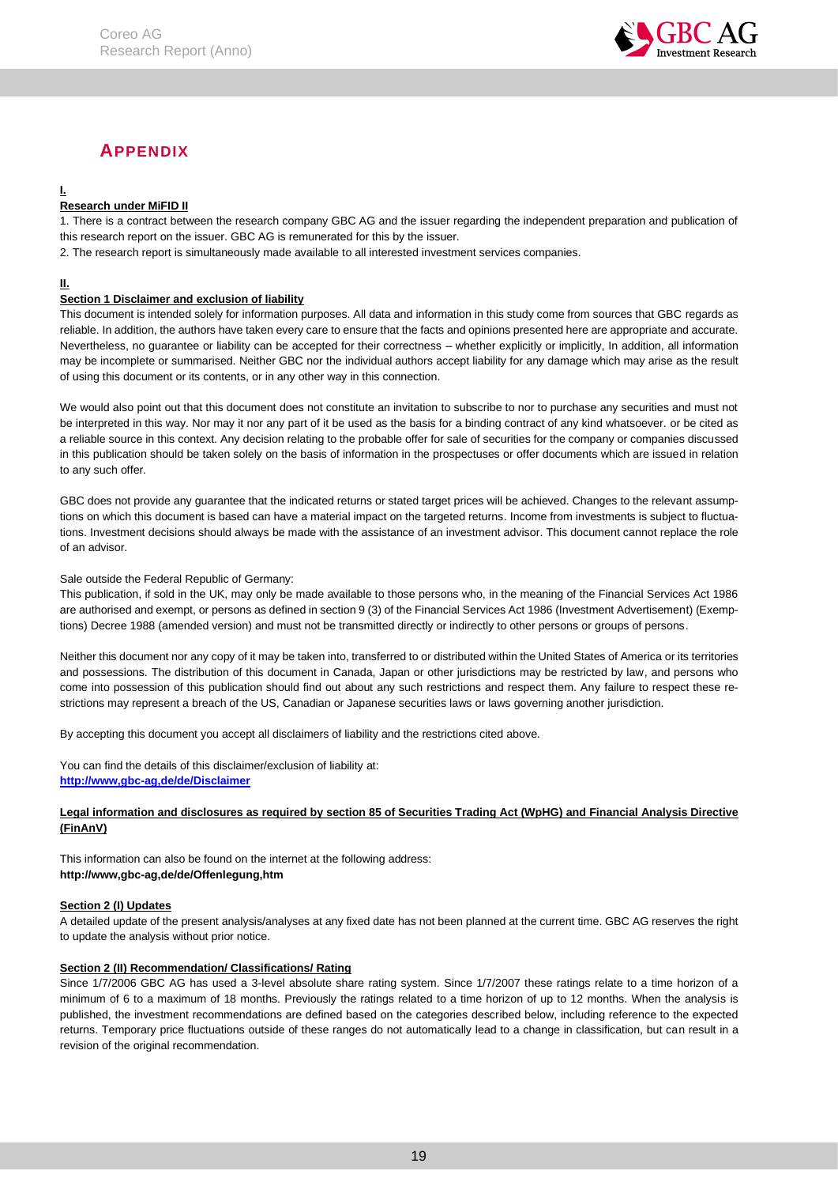# APPENDIX

**I.**

**Research under MiFID II**

1. There is a contract between the research company GBC AG and the issuer regarding the independent preparation and publication of this research report on the issuer. GBC AG is remunerated for this by the issuer.
2. The research report is simultaneously made available to all interested investment services companies.

**II.**

**Section 1 Disclaimer and exclusion of liability**

This document is intended solely for information purposes. All data and information in this study come from sources that GBC regards as reliable. In addition, the authors have taken every care to ensure that the facts and opinions presented here are appropriate and accurate. Nevertheless, no guarantee or liability can be accepted for their correctness – whether explicitly or implicitly, In addition, all information may be incomplete or summarised. Neither GBC nor the individual authors accept liability for any damage which may arise as the result of using this document or its contents, or in any other way in this connection.

We would also point out that this document does not constitute an invitation to subscribe to nor to purchase any securities and must not be interpreted in this way. Nor may it nor any part of it be used as the basis for a binding contract of any kind whatsoever. or be cited as a reliable source in this context. Any decision relating to the probable offer for sale of securities for the company or companies discussed in this publication should be taken solely on the basis of information in the prospectuses or offer documents which are issued in relation to any such offer.

GBC does not provide any guarantee that the indicated returns or stated target prices will be achieved. Changes to the relevant assumptions on which this document is based can have a material impact on the targeted returns. Income from investments is subject to fluctuations. Investment decisions should always be made with the assistance of an investment advisor. This document cannot replace the role of an advisor.

Sale outside the Federal Republic of Germany:

This publication, if sold in the UK, may only be made available to those persons who, in the meaning of the Financial Services Act 1986 are authorised and exempt, or persons as defined in section 9 (3) of the Financial Services Act 1986 (Investment Advertisement) (Exemptions) Decree 1988 (amended version) and must not be transmitted directly or indirectly to other persons or groups of persons.

Neither this document nor any copy of it may be taken into, transferred to or distributed within the United States of America or its territories and possessions. The distribution of this document in Canada, Japan or other jurisdictions may be restricted by law, and persons who come into possession of this publication should find out about any such restrictions and respect them. Any failure to respect these restrictions may represent a breach of the US, Canadian or Japanese securities laws or laws governing another jurisdiction.

By accepting this document you accept all disclaimers of liability and the restrictions cited above.

You can find the details of this disclaimer/exclusion of liability at:
**http://www,gbc-ag,de/de/Disclaimer**

**Legal information and disclosures as required by section 85 of Securities Trading Act (WpHG) and Financial Analysis Directive (FinAnV)**

This information can also be found on the internet at the following address:
**http://www,gbc-ag,de/de/Offenlegung,htm**

**Section 2 (I) Updates**

A detailed update of the present analysis/analyses at any fixed date has not been planned at the current time. GBC AG reserves the right to update the analysis without prior notice.

**Section 2 (II) Recommendation/ Classifications/ Rating**

Since 1/7/2006 GBC AG has used a 3-level absolute share rating system. Since 1/7/2007 these ratings relate to a time horizon of a minimum of 6 to a maximum of 18 months. Previously the ratings related to a time horizon of up to 12 months. When the analysis is published, the investment recommendations are defined based on the categories described below, including reference to the expected returns. Temporary price fluctuations outside of these ranges do not automatically lead to a change in classification, but can result in a revision of the original recommendation.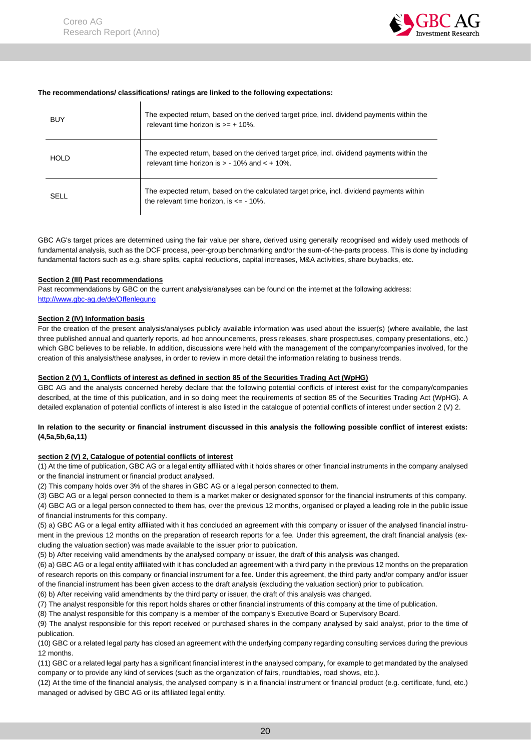**The recommendations/ classifications/ ratings are linked to the following expectations:**

| | |
|---|---|
| BUY | The expected return, based on the derived target price, incl. dividend payments within the relevant time horizon is >= + 10%. |
| HOLD | The expected return, based on the derived target price, incl. dividend payments within the relevant time horizon is > - 10% and < + 10%. |
| SELL | The expected return, based on the calculated target price, incl. dividend payments within the relevant time horizon, is <= - 10%. |

GBC AG's target prices are determined using the fair value per share, derived using generally recognised and widely used methods of fundamental analysis, such as the DCF process, peer-group benchmarking and/or the sum-of-the-parts process. This is done by including fundamental factors such as e.g. share splits, capital reductions, capital increases, M&A activities, share buybacks, etc.

**Section 2 (III) Past recommendations**

Past recommendations by GBC on the current analysis/analyses can be found on the internet at the following address:
http://www.gbc-ag.de/de/Offenlegung

**Section 2 (IV) Information basis**

For the creation of the present analysis/analyses publicly available information was used about the issuer(s) (where available, the last three published annual and quarterly reports, ad hoc announcements, press releases, share prospectuses, company presentations, etc.) which GBC believes to be reliable. In addition, discussions were held with the management of the company/companies involved, for the creation of this analysis/these analyses, in order to review in more detail the information relating to business trends.

**Section 2 (V) 1, Conflicts of interest as defined in section 85 of the Securities Trading Act (WpHG)**

GBC AG and the analysts concerned hereby declare that the following potential conflicts of interest exist for the company/companies described, at the time of this publication, and in so doing meet the requirements of section 85 of the Securities Trading Act (WpHG). A detailed explanation of potential conflicts of interest is also listed in the catalogue of potential conflicts of interest under section 2 (V) 2.

**In relation to the security or financial instrument discussed in this analysis the following possible conflict of interest exists: (4,5a,5b,6a,11)**

**section 2 (V) 2, Catalogue of potential conflicts of interest**

(1) At the time of publication, GBC AG or a legal entity affiliated with it holds shares or other financial instruments in the company analysed or the financial instrument or financial product analysed.

(2) This company holds over 3% of the shares in GBC AG or a legal person connected to them.

(3) GBC AG or a legal person connected to them is a market maker or designated sponsor for the financial instruments of this company.

(4) GBC AG or a legal person connected to them has, over the previous 12 months, organised or played a leading role in the public issue of financial instruments for this company.

(5) a) GBC AG or a legal entity affiliated with it has concluded an agreement with this company or issuer of the analysed financial instrument in the previous 12 months on the preparation of research reports for a fee. Under this agreement, the draft financial analysis (excluding the valuation section) was made available to the issuer prior to publication.

(5) b) After receiving valid amendments by the analysed company or issuer, the draft of this analysis was changed.

(6) a) GBC AG or a legal entity affiliated with it has concluded an agreement with a third party in the previous 12 months on the preparation of research reports on this company or financial instrument for a fee. Under this agreement, the third party and/or company and/or issuer of the financial instrument has been given access to the draft analysis (excluding the valuation section) prior to publication.

(6) b) After receiving valid amendments by the third party or issuer, the draft of this analysis was changed.

(7) The analyst responsible for this report holds shares or other financial instruments of this company at the time of publication.

(8) The analyst responsible for this company is a member of the company's Executive Board or Supervisory Board.

(9) The analyst responsible for this report received or purchased shares in the company analysed by said analyst, prior to the time of publication.

(10) GBC or a related legal party has closed an agreement with the underlying company regarding consulting services during the previous 12 months.

(11) GBC or a related legal party has a significant financial interest in the analysed company, for example to get mandated by the analysed company or to provide any kind of services (such as the organization of fairs, roundtables, road shows, etc.).

(12) At the time of the financial analysis, the analysed company is in a financial instrument or financial product (e.g. certificate, fund, etc.) managed or advised by GBC AG or its affiliated legal entity.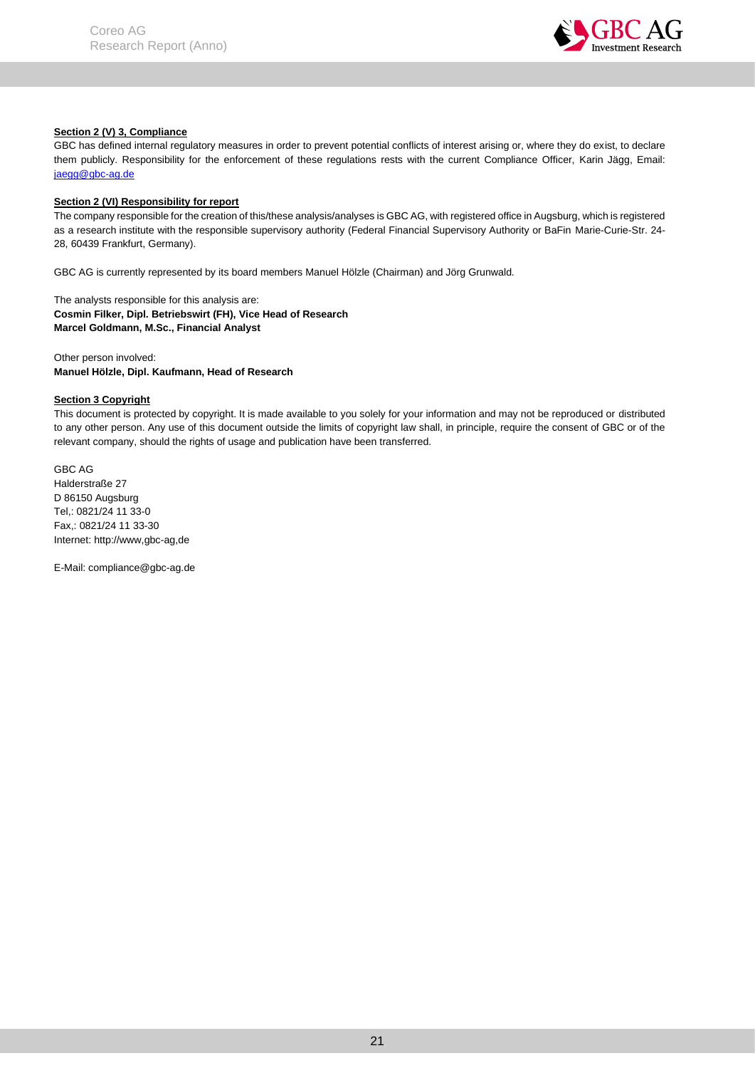**Section 2 (V) 3, Compliance**

GBC has defined internal regulatory measures in order to prevent potential conflicts of interest arising or, where they do exist, to declare them publicly. Responsibility for the enforcement of these regulations rests with the current Compliance Officer, Karin Jägg, Email: jaegg@gbc-ag.de

**Section 2 (VI) Responsibility for report**

The company responsible for the creation of this/these analysis/analyses is GBC AG, with registered office in Augsburg, which is registered as a research institute with the responsible supervisory authority (Federal Financial Supervisory Authority or BaFin Marie-Curie-Str. 24-28, 60439 Frankfurt, Germany).

GBC AG is currently represented by its board members Manuel Hölzle (Chairman) and Jörg Grunwald.

The analysts responsible for this analysis are:
**Cosmin Filker, Dipl. Betriebswirt (FH), Vice Head of Research**
**Marcel Goldmann, M.Sc., Financial Analyst**

Other person involved:
**Manuel Hölzle, Dipl. Kaufmann, Head of Research**

**Section 3 Copyright**

This document is protected by copyright. It is made available to you solely for your information and may not be reproduced or distributed to any other person. Any use of this document outside the limits of copyright law shall, in principle, require the consent of GBC or of the relevant company, should the rights of usage and publication have been transferred.

GBC AG
Halderstraße 27
D 86150 Augsburg
Tel,: 0821/24 11 33-0
Fax,: 0821/24 11 33-30
Internet: http://www,gbc-ag,de

E-Mail: compliance@gbc-ag.de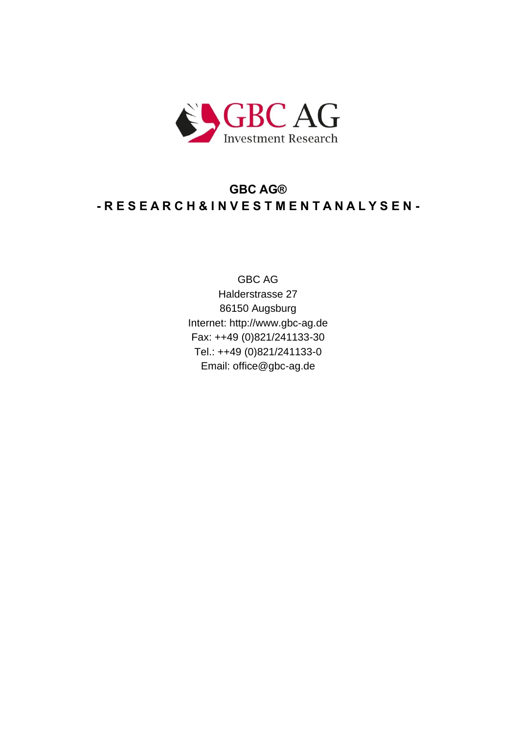GBC AG
Investment Research

**GBC AG®**
**- R E S E A R C H & I N V E S T M E N T A N A L Y S E N -**

GBC AG
Halderstrasse 27
86150 Augsburg
Internet: http://www.gbc-ag.de
Fax: ++49 (0)821/241133-30
Tel.: ++49 (0)821/241133-0
Email: office@gbc-ag.de